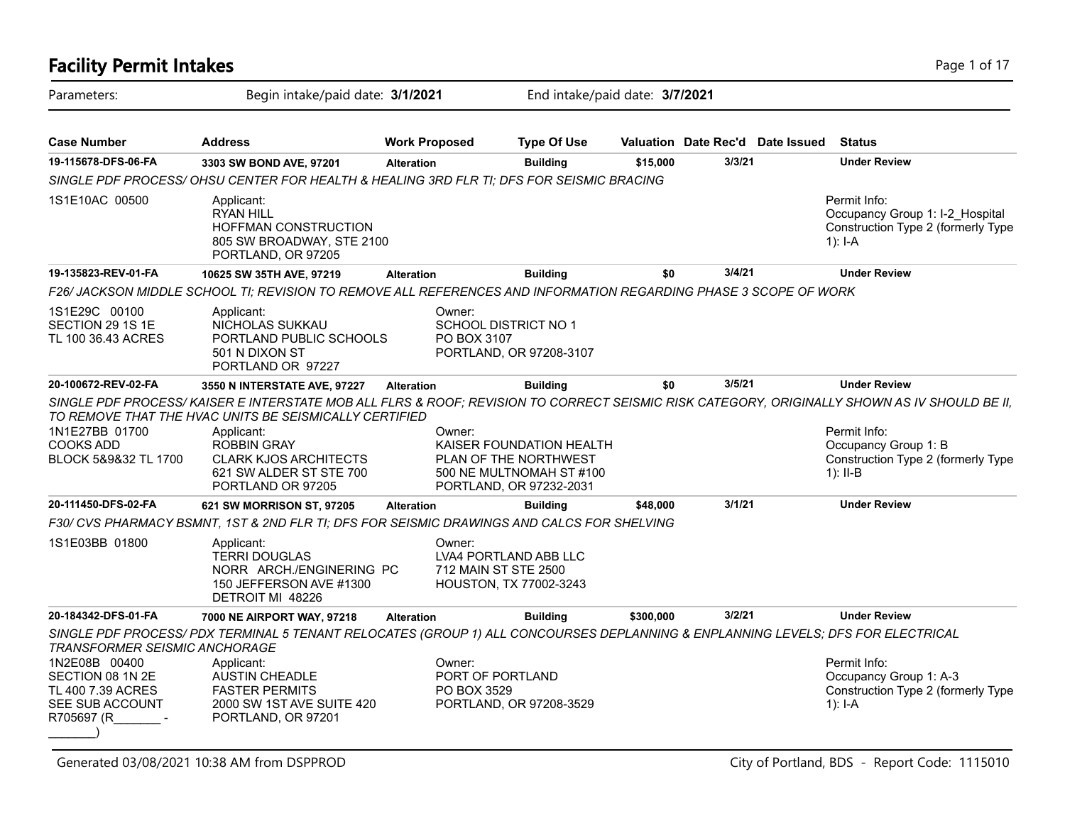# Facility Permit Intakes

Parameters: Begin intake/paid date: **3/1/2021** End intake/paid date: **3/7/2021**

| Case Number | Address | Work Proposed | Type Of Use | Valuation | Date Rec'd | Date Issued | Status |
|---|---|---|---|---|---|---|---|
| **19-115678-DFS-06-FA** | **3303 SW BOND AVE, 97201** | **Alteration** | **Building** | **$15,000** | 3/3/21 | | **Under Review** |

*SINGLE PDF PROCESS/ OHSU CENTER FOR HEALTH & HEALING 3RD FLR TI; DFS FOR SEISMIC BRACING*

1S1E10AC 00500

Applicant:
RYAN HILL
HOFFMAN CONSTRUCTION
805 SW BROADWAY, STE 2100
PORTLAND, OR 97205

Permit Info:
Occupancy Group 1: I-2_Hospital
Construction Type 2 (formerly Type 1): I-A

| Case Number | Address | Work Proposed | Type Of Use | Valuation | Date Rec'd | Date Issued | Status |
|---|---|---|---|---|---|---|---|
| **19-135823-REV-01-FA** | **10625 SW 35TH AVE, 97219** | **Alteration** | **Building** | **$0** | 3/4/21 | | **Under Review** |

*F26/ JACKSON MIDDLE SCHOOL TI; REVISION TO REMOVE ALL REFERENCES AND INFORMATION REGARDING PHASE 3 SCOPE OF WORK*

1S1E29C 00100
SECTION 29 1S 1E
TL 100 36.43 ACRES

Applicant:
NICHOLAS SUKKAU
PORTLAND PUBLIC SCHOOLS
501 N DIXON ST
PORTLAND OR 97227

Owner:
SCHOOL DISTRICT NO 1
PO BOX 3107
PORTLAND, OR 97208-3107

| Case Number | Address | Work Proposed | Type Of Use | Valuation | Date Rec'd | Date Issued | Status |
|---|---|---|---|---|---|---|---|
| **20-100672-REV-02-FA** | **3550 N INTERSTATE AVE, 97227** | **Alteration** | **Building** | **$0** | 3/5/21 | | **Under Review** |

*SINGLE PDF PROCESS/ KAISER E INTERSTATE MOB ALL FLRS & ROOF; REVISION TO CORRECT SEISMIC RISK CATEGORY, ORIGINALLY SHOWN AS IV SHOULD BE II, TO REMOVE THAT THE HVAC UNITS BE SEISMICALLY CERTIFIED*

1N1E27BB 01700
COOKS ADD
BLOCK 5&9&32 TL 1700

Applicant:
ROBBIN GRAY
CLARK KJOS ARCHITECTS
621 SW ALDER ST STE 700
PORTLAND OR 97205

Owner:
KAISER FOUNDATION HEALTH
PLAN OF THE NORTHWEST
500 NE MULTNOMAH ST #100
PORTLAND, OR 97232-2031

Permit Info:
Occupancy Group 1: B
Construction Type 2 (formerly Type 1): II-B

| Case Number | Address | Work Proposed | Type Of Use | Valuation | Date Rec'd | Date Issued | Status |
|---|---|---|---|---|---|---|---|
| **20-111450-DFS-02-FA** | **621 SW MORRISON ST, 97205** | **Alteration** | **Building** | **$48,000** | 3/1/21 | | **Under Review** |

*F30/ CVS PHARMACY BSMNT, 1ST & 2ND FLR TI; DFS FOR SEISMIC DRAWINGS AND CALCS FOR SHELVING*

1S1E03BB 01800

Applicant:
TERRI DOUGLAS
NORR ARCH./ENGINERING PC
150 JEFFERSON AVE #1300
DETROIT MI 48226

Owner:
LVA4 PORTLAND ABB LLC
712 MAIN ST STE 2500
HOUSTON, TX 77002-3243

| Case Number | Address | Work Proposed | Type Of Use | Valuation | Date Rec'd | Date Issued | Status |
|---|---|---|---|---|---|---|---|
| **20-184342-DFS-01-FA** | **7000 NE AIRPORT WAY, 97218** | **Alteration** | **Building** | **$300,000** | 3/2/21 | | **Under Review** |

*SINGLE PDF PROCESS/ PDX TERMINAL 5 TENANT RELOCATES (GROUP 1) ALL CONCOURSES DEPLANNING & ENPLANNING LEVELS; DFS FOR ELECTRICAL TRANSFORMER SEISMIC ANCHORAGE*

1N2E08B 00400
SECTION 08 1N 2E
TL 400 7.39 ACRES
SEE SUB ACCOUNT
R705697 (R_______ - _______)

Applicant:
AUSTIN CHEADLE
FASTER PERMITS
2000 SW 1ST AVE SUITE 420
PORTLAND, OR 97201

Owner:
PORT OF PORTLAND
PO BOX 3529
PORTLAND, OR 97208-3529

Permit Info:
Occupancy Group 1: A-3
Construction Type 2 (formerly Type 1): I-A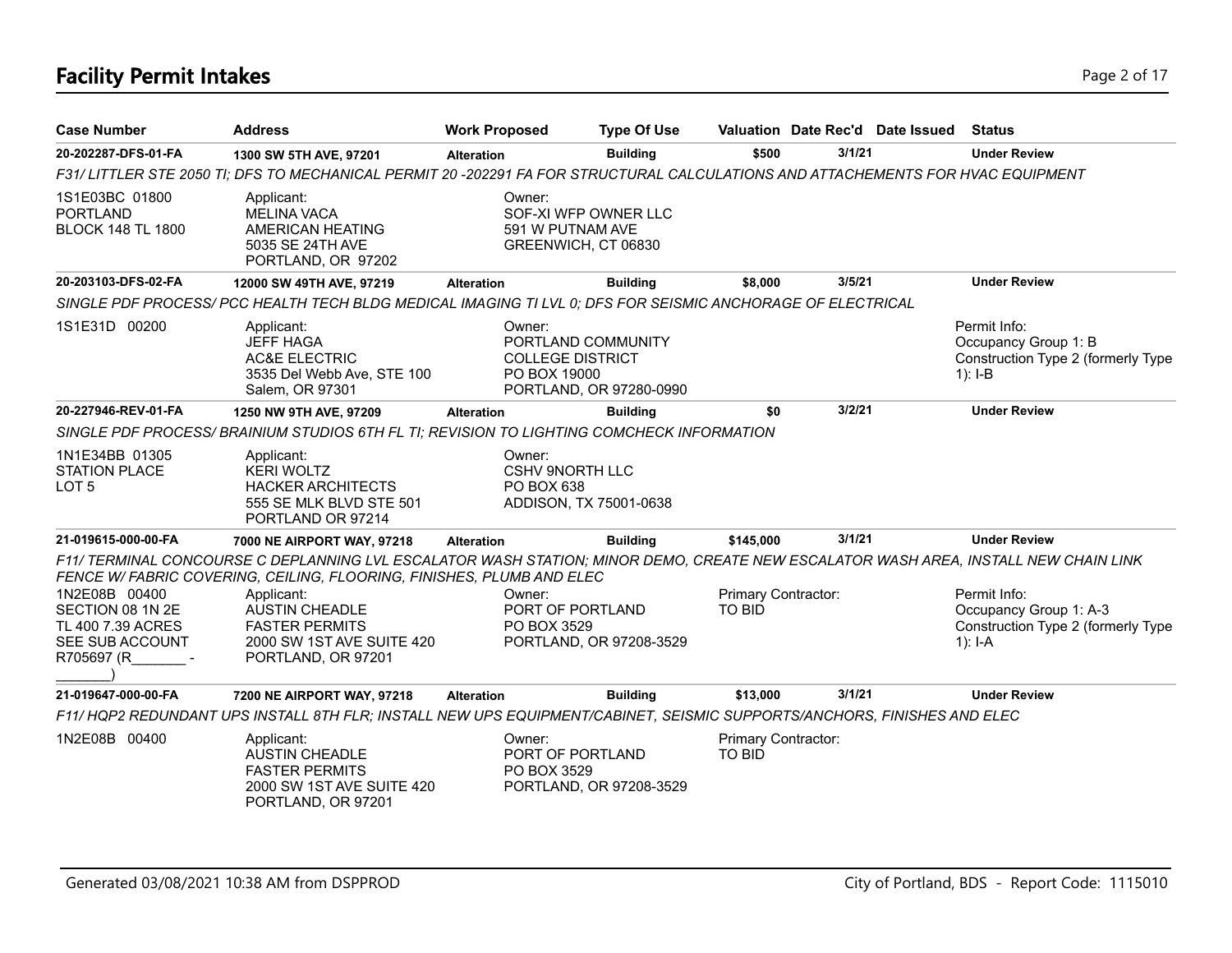# Facility Permit Intakes

| Case Number | Address | Work Proposed | Type Of Use | Valuation | Date Rec'd | Date Issued | Status |
|---|---|---|---|---|---|---|---|
| **20-202287-DFS-01-FA** | **1300 SW 5TH AVE, 97201** | **Alteration** | **Building** | **$500** | **3/1/21** | | **Under Review** |

*F31/ LITTLER STE 2050 TI; DFS TO MECHANICAL PERMIT 20 -202291 FA FOR STRUCTURAL CALCULATIONS AND ATTACHEMENTS FOR HVAC EQUIPMENT*

1S1E03BC 01800
PORTLAND
BLOCK 148 TL 1800

Applicant:
MELINA VACA
AMERICAN HEATING
5035 SE 24TH AVE
PORTLAND, OR 97202

Owner:
SOF-XI WFP OWNER LLC
591 W PUTNAM AVE
GREENWICH, CT 06830

| Case Number | Address | Work Proposed | Type Of Use | Valuation | Date Rec'd | Date Issued | Status |
|---|---|---|---|---|---|---|---|
| **20-203103-DFS-02-FA** | **12000 SW 49TH AVE, 97219** | **Alteration** | **Building** | **$8,000** | **3/5/21** | | **Under Review** |

*SINGLE PDF PROCESS/ PCC HEALTH TECH BLDG MEDICAL IMAGING TI LVL 0; DFS FOR SEISMIC ANCHORAGE OF ELECTRICAL*

1S1E31D 00200

Applicant:
JEFF HAGA
AC&E ELECTRIC
3535 Del Webb Ave, STE 100
Salem, OR 97301

Owner:
PORTLAND COMMUNITY
COLLEGE DISTRICT
PO BOX 19000
PORTLAND, OR 97280-0990

Permit Info:
Occupancy Group 1: B
Construction Type 2 (formerly Type 1): I-B

| Case Number | Address | Work Proposed | Type Of Use | Valuation | Date Rec'd | Date Issued | Status |
|---|---|---|---|---|---|---|---|
| **20-227946-REV-01-FA** | **1250 NW 9TH AVE, 97209** | **Alteration** | **Building** | **$0** | **3/2/21** | | **Under Review** |

*SINGLE PDF PROCESS/ BRAINIUM STUDIOS 6TH FL TI; REVISION TO LIGHTING COMCHECK INFORMATION*

1N1E34BB 01305
STATION PLACE
LOT 5

Applicant:
KERI WOLTZ
HACKER ARCHITECTS
555 SE MLK BLVD STE 501
PORTLAND OR 97214

Owner:
CSHV 9NORTH LLC
PO BOX 638
ADDISON, TX 75001-0638

| Case Number | Address | Work Proposed | Type Of Use | Valuation | Date Rec'd | Date Issued | Status |
|---|---|---|---|---|---|---|---|
| **21-019615-000-00-FA** | **7000 NE AIRPORT WAY, 97218** | **Alteration** | **Building** | **$145,000** | **3/1/21** | | **Under Review** |

*F11/ TERMINAL CONCOURSE C DEPLANNING LVL ESCALATOR WASH STATION; MINOR DEMO, CREATE NEW ESCALATOR WASH AREA, INSTALL NEW CHAIN LINK FENCE W/ FABRIC COVERING, CEILING, FLOORING, FINISHES, PLUMB AND ELEC*

1N2E08B 00400
SECTION 08 1N 2E
TL 400 7.39 ACRES
SEE SUB ACCOUNT
R705697 (R_______-_______)

Applicant:
AUSTIN CHEADLE
FASTER PERMITS
2000 SW 1ST AVE SUITE 420
PORTLAND, OR 97201

Owner:
PORT OF PORTLAND
PO BOX 3529
PORTLAND, OR 97208-3529

Primary Contractor:
TO BID

Permit Info:
Occupancy Group 1: A-3
Construction Type 2 (formerly Type 1): I-A

| Case Number | Address | Work Proposed | Type Of Use | Valuation | Date Rec'd | Date Issued | Status |
|---|---|---|---|---|---|---|---|
| **21-019647-000-00-FA** | **7200 NE AIRPORT WAY, 97218** | **Alteration** | **Building** | **$13,000** | **3/1/21** | | **Under Review** |

*F11/ HQP2 REDUNDANT UPS INSTALL 8TH FLR; INSTALL NEW UPS EQUIPMENT/CABINET, SEISMIC SUPPORTS/ANCHORS, FINISHES AND ELEC*

1N2E08B 00400

Applicant:
AUSTIN CHEADLE
FASTER PERMITS
2000 SW 1ST AVE SUITE 420
PORTLAND, OR 97201

Owner:
PORT OF PORTLAND
PO BOX 3529
PORTLAND, OR 97208-3529

Primary Contractor:
TO BID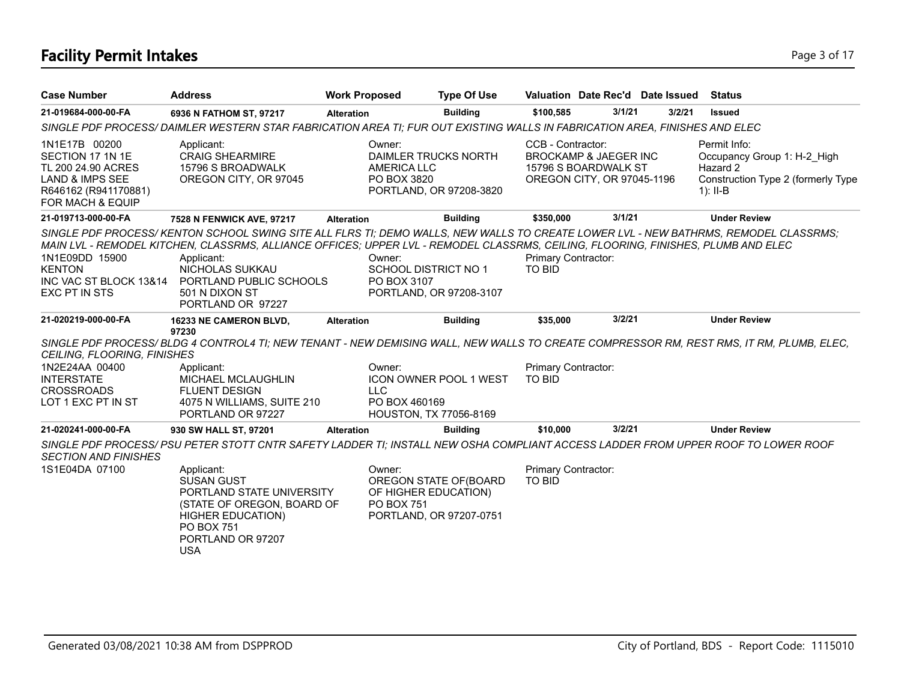# Facility Permit Intakes

| Case Number | Address | Work Proposed | Type Of Use | Valuation | Date Rec'd | Date Issued | Status |
|---|---|---|---|---|---|---|---|
| 21-019684-000-00-FA | 6936 N FATHOM ST, 97217 | Alteration | Building | $100,585 | 3/1/21 | 3/2/21 | Issued |

*SINGLE PDF PROCESS/ DAIMLER WESTERN STAR FABRICATION AREA TI; FUR OUT EXISTING WALLS IN FABRICATION AREA, FINISHES AND ELEC*

1N1E17B 00200
SECTION 17 1N 1E
TL 200 24.90 ACRES
LAND & IMPS SEE
R646162 (R941170881)
FOR MACH & EQUIP

Applicant:
CRAIG SHEARMIRE
15796 S BROADWALK
OREGON CITY, OR 97045

Owner:
DAIMLER TRUCKS NORTH AMERICA LLC
PO BOX 3820
PORTLAND, OR 97208-3820

CCB - Contractor:
BROCKAMP & JAEGER INC
15796 S BOARDWALK ST
OREGON CITY, OR 97045-1196

Permit Info:
Occupancy Group 1: H-2_High Hazard 2
Construction Type 2 (formerly Type 1): II-B

| Case Number | Address | Work Proposed | Type Of Use | Valuation | Date Rec'd | Date Issued | Status |
|---|---|---|---|---|---|---|---|
| 21-019713-000-00-FA | 7528 N FENWICK AVE, 97217 | Alteration | Building | $350,000 | 3/1/21 | | Under Review |

*SINGLE PDF PROCESS/ KENTON SCHOOL SWING SITE ALL FLRS TI; DEMO WALLS, NEW WALLS TO CREATE LOWER LVL - NEW BATHRMS, REMODEL CLASSRMS; MAIN LVL - REMODEL KITCHEN, CLASSRMS, ALLIANCE OFFICES; UPPER LVL - REMODEL CLASSRMS, CEILING, FLOORING, FINISHES, PLUMB AND ELEC*

1N1E09DD 15900
KENTON
INC VAC ST BLOCK 13&14
EXC PT IN STS

Applicant:
NICHOLAS SUKKAU
PORTLAND PUBLIC SCHOOLS
501 N DIXON ST
PORTLAND OR 97227

Owner:
SCHOOL DISTRICT NO 1
PO BOX 3107
PORTLAND, OR 97208-3107

Primary Contractor:
TO BID

| Case Number | Address | Work Proposed | Type Of Use | Valuation | Date Rec'd | Date Issued | Status |
|---|---|---|---|---|---|---|---|
| 21-020219-000-00-FA | 16233 NE CAMERON BLVD, 97230 | Alteration | Building | $35,000 | 3/2/21 | | Under Review |

*SINGLE PDF PROCESS/ BLDG 4 CONTROL4 TI; NEW TENANT - NEW DEMISING WALL, NEW WALLS TO CREATE COMPRESSOR RM, REST RMS, IT RM, PLUMB, ELEC, CEILING, FLOORING, FINISHES*

1N2E24AA 00400
INTERSTATE
CROSSROADS
LOT 1 EXC PT IN ST

Applicant:
MICHAEL MCLAUGHLIN
FLUENT DESIGN
4075 N WILLIAMS, SUITE 210
PORTLAND OR 97227

Owner:
ICON OWNER POOL 1 WEST LLC
PO BOX 460169
HOUSTON, TX 77056-8169

Primary Contractor:
TO BID

| Case Number | Address | Work Proposed | Type Of Use | Valuation | Date Rec'd | Date Issued | Status |
|---|---|---|---|---|---|---|---|
| 21-020241-000-00-FA | 930 SW HALL ST, 97201 | Alteration | Building | $10,000 | 3/2/21 | | Under Review |

*SINGLE PDF PROCESS/ PSU PETER STOTT CNTR SAFETY LADDER TI; INSTALL NEW OSHA COMPLIANT ACCESS LADDER FROM UPPER ROOF TO LOWER ROOF SECTION AND FINISHES*

1S1E04DA 07100

Applicant:
SUSAN GUST
PORTLAND STATE UNIVERSITY
(STATE OF OREGON, BOARD OF HIGHER EDUCATION)
PO BOX 751
PORTLAND OR 97207
USA

Owner:
OREGON STATE OF(BOARD OF HIGHER EDUCATION)
PO BOX 751
PORTLAND, OR 97207-0751

Primary Contractor:
TO BID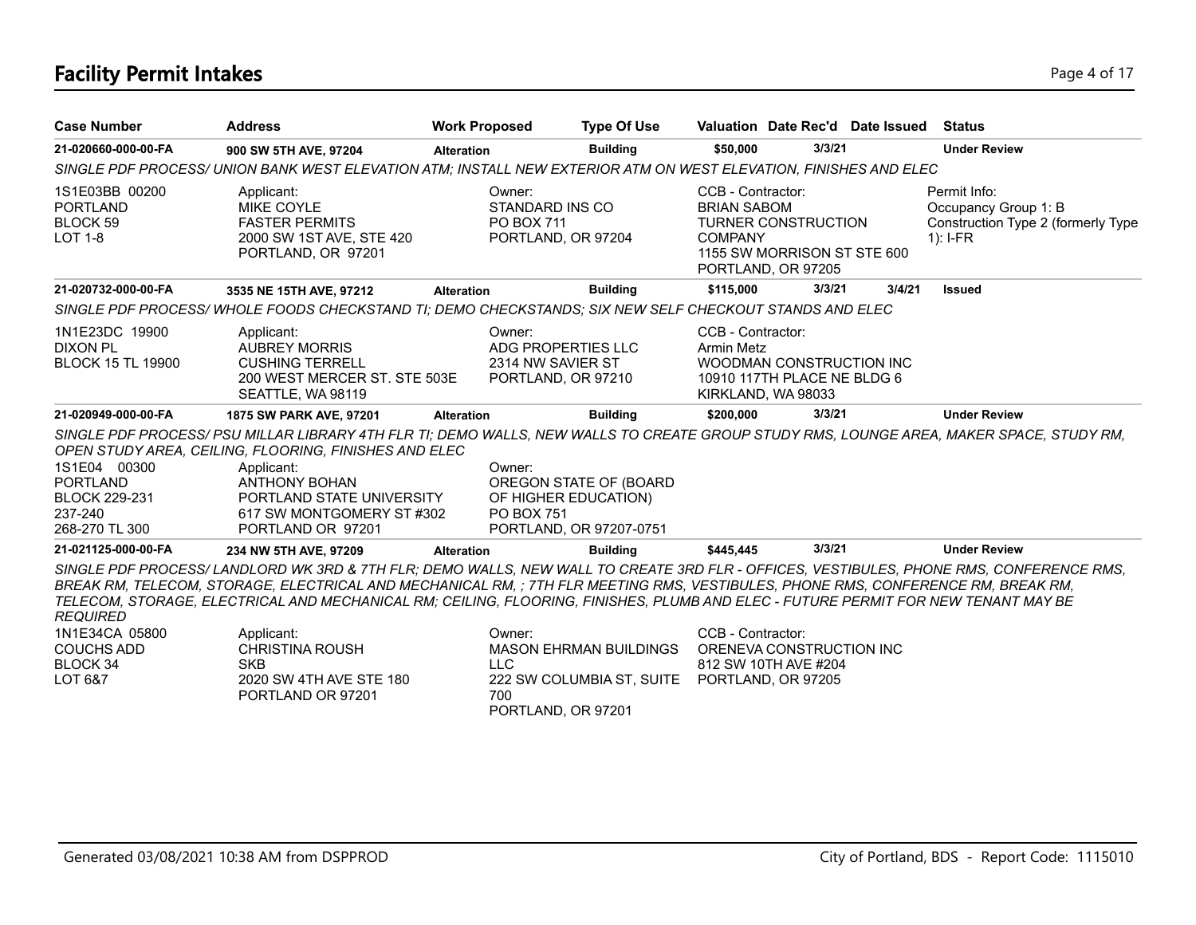## Facility Permit Intakes

| Case Number | Address | Work Proposed | Type Of Use | Valuation | Date Rec'd | Date Issued | Status |
|---|---|---|---|---|---|---|---|
| 21-020660-000-00-FA | 900 SW 5TH AVE, 97204 | Alteration | Building | $50,000 | 3/3/21 | | Under Review |

SINGLE PDF PROCESS/ UNION BANK WEST ELEVATION ATM; INSTALL NEW EXTERIOR ATM ON WEST ELEVATION, FINISHES AND ELEC

1S1E03BB 00200
PORTLAND
BLOCK 59
LOT 1-8

Applicant:
MIKE COYLE
FASTER PERMITS
2000 SW 1ST AVE, STE 420
PORTLAND, OR 97201

Owner:
STANDARD INS CO
PO BOX 711
PORTLAND, OR 97204

CCB - Contractor:
BRIAN SABOM
TURNER CONSTRUCTION COMPANY
1155 SW MORRISON ST STE 600
PORTLAND, OR 97205

Permit Info:
Occupancy Group 1: B
Construction Type 2 (formerly Type 1): I-FR

| Case Number | Address | Work Proposed | Type Of Use | Valuation | Date Rec'd | Date Issued | Status |
|---|---|---|---|---|---|---|---|
| 21-020732-000-00-FA | 3535 NE 15TH AVE, 97212 | Alteration | Building | $115,000 | 3/3/21 | 3/4/21 | Issued |

SINGLE PDF PROCESS/ WHOLE FOODS CHECKSTAND TI; DEMO CHECKSTANDS; SIX NEW SELF CHECKOUT STANDS AND ELEC

1N1E23DC 19900
DIXON PL
BLOCK 15 TL 19900

Applicant:
AUBREY MORRIS
CUSHING TERRELL
200 WEST MERCER ST. STE 503E
SEATTLE, WA 98119

Owner:
ADG PROPERTIES LLC
2314 NW SAVIER ST
PORTLAND, OR 97210

CCB - Contractor:
Armin Metz
WOODMAN CONSTRUCTION INC
10910 117TH PLACE NE BLDG 6
KIRKLAND, WA 98033

| Case Number | Address | Work Proposed | Type Of Use | Valuation | Date Rec'd | Date Issued | Status |
|---|---|---|---|---|---|---|---|
| 21-020949-000-00-FA | 1875 SW PARK AVE, 97201 | Alteration | Building | $200,000 | 3/3/21 | | Under Review |

SINGLE PDF PROCESS/ PSU MILLAR LIBRARY 4TH FLR TI; DEMO WALLS, NEW WALLS TO CREATE GROUP STUDY RMS, LOUNGE AREA, MAKER SPACE, STUDY RM, OPEN STUDY AREA, CEILING, FLOORING, FINISHES AND ELEC

1S1E04 00300
PORTLAND
BLOCK 229-231
237-240
268-270 TL 300

Applicant:
ANTHONY BOHAN
PORTLAND STATE UNIVERSITY
617 SW MONTGOMERY ST #302
PORTLAND OR 97201

Owner:
OREGON STATE OF (BOARD OF HIGHER EDUCATION)
PO BOX 751
PORTLAND, OR 97207-0751

| Case Number | Address | Work Proposed | Type Of Use | Valuation | Date Rec'd | Date Issued | Status |
|---|---|---|---|---|---|---|---|
| 21-021125-000-00-FA | 234 NW 5TH AVE, 97209 | Alteration | Building | $445,445 | 3/3/21 | | Under Review |

SINGLE PDF PROCESS/ LANDLORD WK 3RD & 7TH FLR; DEMO WALLS, NEW WALL TO CREATE 3RD FLR - OFFICES, VESTIBULES, PHONE RMS, CONFERENCE RMS, BREAK RM, TELECOM, STORAGE, ELECTRICAL AND MECHANICAL RM, ; 7TH FLR MEETING RMS, VESTIBULES, PHONE RMS, CONFERENCE RM, BREAK RM, TELECOM, STORAGE, ELECTRICAL AND MECHANICAL RM; CEILING, FLOORING, FINISHES, PLUMB AND ELEC - FUTURE PERMIT FOR NEW TENANT MAY BE REQUIRED

1N1E34CA 05800
COUCHS ADD
BLOCK 34
LOT 6&7

Applicant:
CHRISTINA ROUSH
SKB
2020 SW 4TH AVE STE 180
PORTLAND OR 97201

Owner:
MASON EHRMAN BUILDINGS LLC
222 SW COLUMBIA ST, SUITE 700
PORTLAND, OR 97201

CCB - Contractor:
ORENEVA CONSTRUCTION INC
812 SW 10TH AVE #204
PORTLAND, OR 97205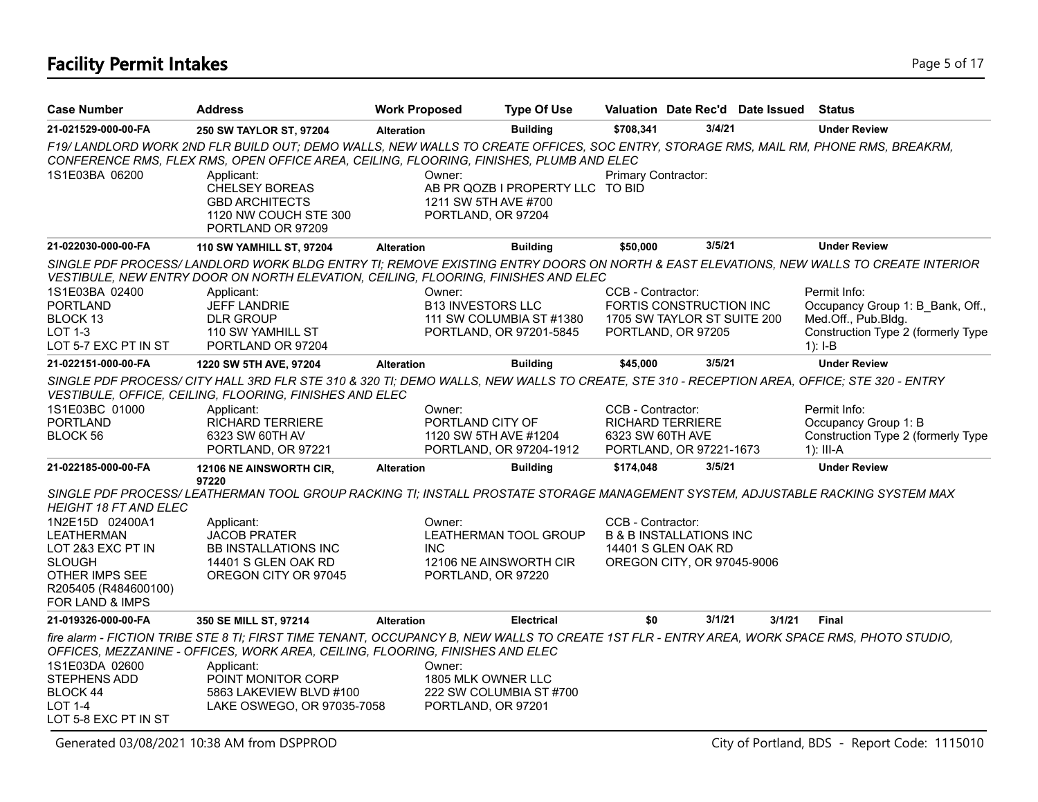# Facility Permit Intakes

| Case Number | Address | Work Proposed | Type Of Use | Valuation | Date Rec'd | Date Issued | Status |
|---|---|---|---|---|---|---|---|
| 21-021529-000-00-FA | 250 SW TAYLOR ST, 97204 | Alteration | Building | $708,341 | 3/4/21 | | Under Review |

*F19/ LANDLORD WORK 2ND FLR BUILD OUT; DEMO WALLS, NEW WALLS TO CREATE OFFICES, SOC ENTRY, STORAGE RMS, MAIL RM, PHONE RMS, BREAKRM, CONFERENCE RMS, FLEX RMS, OPEN OFFICE AREA, CEILING, FLOORING, FINISHES, PLUMB AND ELEC*

1S1E03BA 06200

Applicant:
CHELSEY BOREAS
GBD ARCHITECTS
1120 NW COUCH STE 300
PORTLAND OR 97209

Owner:
AB PR QOZB I PROPERTY LLC
1211 SW 5TH AVE #700
PORTLAND, OR 97204

Primary Contractor:
TO BID

---

| Case Number | Address | Work Proposed | Type Of Use | Valuation | Date Rec'd | Date Issued | Status |
|---|---|---|---|---|---|---|---|
| 21-022030-000-00-FA | 110 SW YAMHILL ST, 97204 | Alteration | Building | $50,000 | 3/5/21 | | Under Review |

*SINGLE PDF PROCESS/ LANDLORD WORK BLDG ENTRY TI; REMOVE EXISTING ENTRY DOORS ON NORTH & EAST ELEVATIONS, NEW WALLS TO CREATE INTERIOR VESTIBULE, NEW ENTRY DOOR ON NORTH ELEVATION, CEILING, FLOORING, FINISHES AND ELEC*

1S1E03BA 02400
PORTLAND
BLOCK 13
LOT 1-3
LOT 5-7 EXC PT IN ST

Applicant:
JEFF LANDRIE
DLR GROUP
110 SW YAMHILL ST
PORTLAND OR 97204

Owner:
B13 INVESTORS LLC
111 SW COLUMBIA ST #1380
PORTLAND, OR 97201-5845

CCB - Contractor:
FORTIS CONSTRUCTION INC
1705 SW TAYLOR ST SUITE 200
PORTLAND, OR 97205

Permit Info:
Occupancy Group 1: B_Bank, Off., Med.Off., Pub.Bldg.
Construction Type 2 (formerly Type 1): I-B

---

| Case Number | Address | Work Proposed | Type Of Use | Valuation | Date Rec'd | Date Issued | Status |
|---|---|---|---|---|---|---|---|
| 21-022151-000-00-FA | 1220 SW 5TH AVE, 97204 | Alteration | Building | $45,000 | 3/5/21 | | Under Review |

*SINGLE PDF PROCESS/ CITY HALL 3RD FLR STE 310 & 320 TI; DEMO WALLS, NEW WALLS TO CREATE, STE 310 - RECEPTION AREA, OFFICE; STE 320 - ENTRY VESTIBULE, OFFICE, CEILING, FLOORING, FINISHES AND ELEC*

1S1E03BC 01000
PORTLAND
BLOCK 56

Applicant:
RICHARD TERRIERE
6323 SW 60TH AV
PORTLAND, OR 97221

Owner:
PORTLAND CITY OF
1120 SW 5TH AVE #1204
PORTLAND, OR 97204-1912

CCB - Contractor:
RICHARD TERRIERE
6323 SW 60TH AVE
PORTLAND, OR 97221-1673

Permit Info:
Occupancy Group 1: B
Construction Type 2 (formerly Type 1): III-A

---

| Case Number | Address | Work Proposed | Type Of Use | Valuation | Date Rec'd | Date Issued | Status |
|---|---|---|---|---|---|---|---|
| 21-022185-000-00-FA | 12106 NE AINSWORTH CIR, 97220 | Alteration | Building | $174,048 | 3/5/21 | | Under Review |

*SINGLE PDF PROCESS/ LEATHERMAN TOOL GROUP RACKING TI; INSTALL PROSTATE STORAGE MANAGEMENT SYSTEM, ADJUSTABLE RACKING SYSTEM MAX HEIGHT 18 FT AND ELEC*

1N2E15D 02400A1
LEATHERMAN
LOT 2&3 EXC PT IN
SLOUGH
OTHER IMPS SEE
R205405 (R484600100)
FOR LAND & IMPS

Applicant:
JACOB PRATER
BB INSTALLATIONS INC
14401 S GLEN OAK RD
OREGON CITY OR 97045

Owner:
LEATHERMAN TOOL GROUP INC
12106 NE AINSWORTH CIR
PORTLAND, OR 97220

CCB - Contractor:
B & B INSTALLATIONS INC
14401 S GLEN OAK RD
OREGON CITY, OR 97045-9006

---

| Case Number | Address | Work Proposed | Type Of Use | Valuation | Date Rec'd | Date Issued | Status |
|---|---|---|---|---|---|---|---|
| 21-019326-000-00-FA | 350 SE MILL ST, 97214 | Alteration | Electrical | $0 | 3/1/21 | 3/1/21 | Final |

*fire alarm - FICTION TRIBE STE 8 TI; FIRST TIME TENANT, OCCUPANCY B, NEW WALLS TO CREATE 1ST FLR - ENTRY AREA, WORK SPACE RMS, PHOTO STUDIO, OFFICES, MEZZANINE - OFFICES, WORK AREA, CEILING, FLOORING, FINISHES AND ELEC*

1S1E03DA 02600
STEPHENS ADD
BLOCK 44
LOT 1-4
LOT 5-8 EXC PT IN ST

Applicant:
POINT MONITOR CORP
5863 LAKEVIEW BLVD #100
LAKE OSWEGO, OR 97035-7058

Owner:
1805 MLK OWNER LLC
222 SW COLUMBIA ST #700
PORTLAND, OR 97201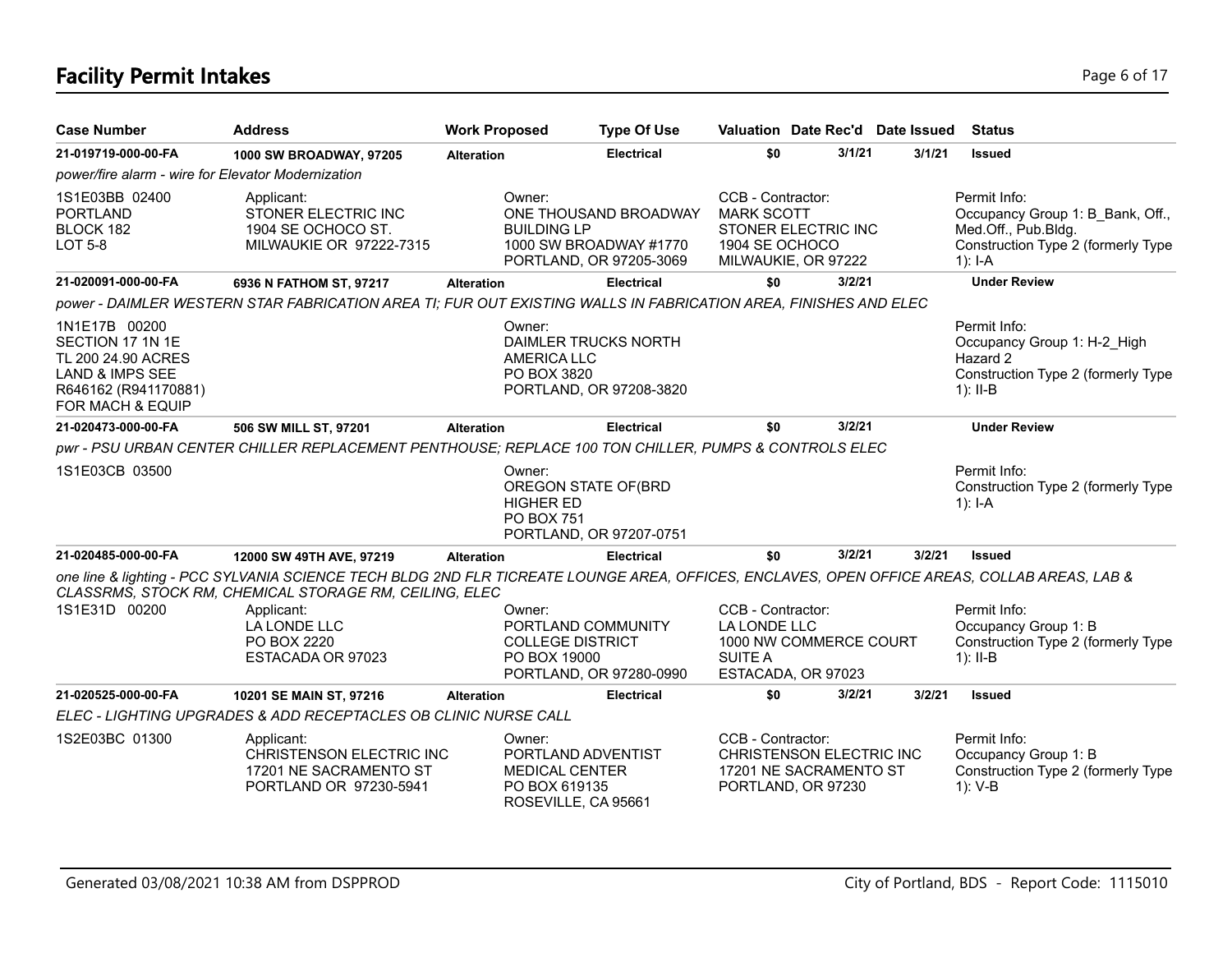# Facility Permit Intakes

| Case Number | Address | Work Proposed | Type Of Use | Valuation | Date Rec'd | Date Issued | Status |
|---|---|---|---|---|---|---|---|
| **21-019719-000-00-FA** | **1000 SW BROADWAY, 97205** | **Alteration** | **Electrical** | **$0** | **3/1/21** | **3/1/21** | **Issued** |

*power/fire alarm - wire for Elevator Modernization*

| | | | | |
|---|---|---|---|---|
| 1S1E03BB 02400<br>PORTLAND<br>BLOCK 182<br>LOT 5-8 | Applicant:<br>STONER ELECTRIC INC<br>1904 SE OCHOCO ST.<br>MILWAUKIE OR 97222-7315 | Owner:<br>ONE THOUSAND BROADWAY BUILDING LP<br>1000 SW BROADWAY #1770<br>PORTLAND, OR 97205-3069 | CCB - Contractor:<br>MARK SCOTT<br>STONER ELECTRIC INC<br>1904 SE OCHOCO<br>MILWAUKIE, OR 97222 | Permit Info:<br>Occupancy Group 1: B_Bank, Off., Med.Off., Pub.Bldg.<br>Construction Type 2 (formerly Type 1): I-A |

| Case Number | Address | Work Proposed | Type Of Use | Valuation | Date Rec'd | Date Issued | Status |
|---|---|---|---|---|---|---|---|
| **21-020091-000-00-FA** | **6936 N FATHOM ST, 97217** | **Alteration** | **Electrical** | **$0** | **3/2/21** | | **Under Review** |

*power - DAIMLER WESTERN STAR FABRICATION AREA TI; FUR OUT EXISTING WALLS IN FABRICATION AREA, FINISHES AND ELEC*

| | | | | |
|---|---|---|---|---|
| 1N1E17B 00200<br>SECTION 17 1N 1E<br>TL 200 24.90 ACRES<br>LAND & IMPS SEE<br>R646162 (R941170881)<br>FOR MACH & EQUIP | | Owner:<br>DAIMLER TRUCKS NORTH AMERICA LLC<br>PO BOX 3820<br>PORTLAND, OR 97208-3820 | | Permit Info:<br>Occupancy Group 1: H-2_High Hazard 2<br>Construction Type 2 (formerly Type 1): II-B |

| Case Number | Address | Work Proposed | Type Of Use | Valuation | Date Rec'd | Date Issued | Status |
|---|---|---|---|---|---|---|---|
| **21-020473-000-00-FA** | **506 SW MILL ST, 97201** | **Alteration** | **Electrical** | **$0** | **3/2/21** | | **Under Review** |

*pwr - PSU URBAN CENTER CHILLER REPLACEMENT PENTHOUSE; REPLACE 100 TON CHILLER, PUMPS & CONTROLS ELEC*

| | | | | |
|---|---|---|---|---|
| 1S1E03CB 03500 | | Owner:<br>OREGON STATE OF(BRD HIGHER ED<br>PO BOX 751<br>PORTLAND, OR 97207-0751 | | Permit Info:<br>Construction Type 2 (formerly Type 1): I-A |

| Case Number | Address | Work Proposed | Type Of Use | Valuation | Date Rec'd | Date Issued | Status |
|---|---|---|---|---|---|---|---|
| **21-020485-000-00-FA** | **12000 SW 49TH AVE, 97219** | **Alteration** | **Electrical** | **$0** | **3/2/21** | **3/2/21** | **Issued** |

*one line & lighting - PCC SYLVANIA SCIENCE TECH BLDG 2ND FLR TICREATE LOUNGE AREA, OFFICES, ENCLAVES, OPEN OFFICE AREAS, COLLAB AREAS, LAB & CLASSRMS, STOCK RM, CHEMICAL STORAGE RM, CEILING, ELEC*

| | | | | |
|---|---|---|---|---|
| 1S1E31D 00200 | Applicant:<br>LA LONDE LLC<br>PO BOX 2220<br>ESTACADA OR 97023 | Owner:<br>PORTLAND COMMUNITY COLLEGE DISTRICT<br>PO BOX 19000<br>PORTLAND, OR 97280-0990 | CCB - Contractor:<br>LA LONDE LLC<br>1000 NW COMMERCE COURT<br>SUITE A<br>ESTACADA, OR 97023 | Permit Info:<br>Occupancy Group 1: B<br>Construction Type 2 (formerly Type 1): II-B |

| Case Number | Address | Work Proposed | Type Of Use | Valuation | Date Rec'd | Date Issued | Status |
|---|---|---|---|---|---|---|---|
| **21-020525-000-00-FA** | **10201 SE MAIN ST, 97216** | **Alteration** | **Electrical** | **$0** | **3/2/21** | **3/2/21** | **Issued** |

*ELEC - LIGHTING UPGRADES & ADD RECEPTACLES OB CLINIC NURSE CALL*

| | | | | |
|---|---|---|---|---|
| 1S2E03BC 01300 | Applicant:<br>CHRISTENSON ELECTRIC INC<br>17201 NE SACRAMENTO ST<br>PORTLAND OR 97230-5941 | Owner:<br>PORTLAND ADVENTIST MEDICAL CENTER<br>PO BOX 619135<br>ROSEVILLE, CA 95661 | CCB - Contractor:<br>CHRISTENSON ELECTRIC INC<br>17201 NE SACRAMENTO ST<br>PORTLAND, OR 97230 | Permit Info:<br>Occupancy Group 1: B<br>Construction Type 2 (formerly Type 1): V-B |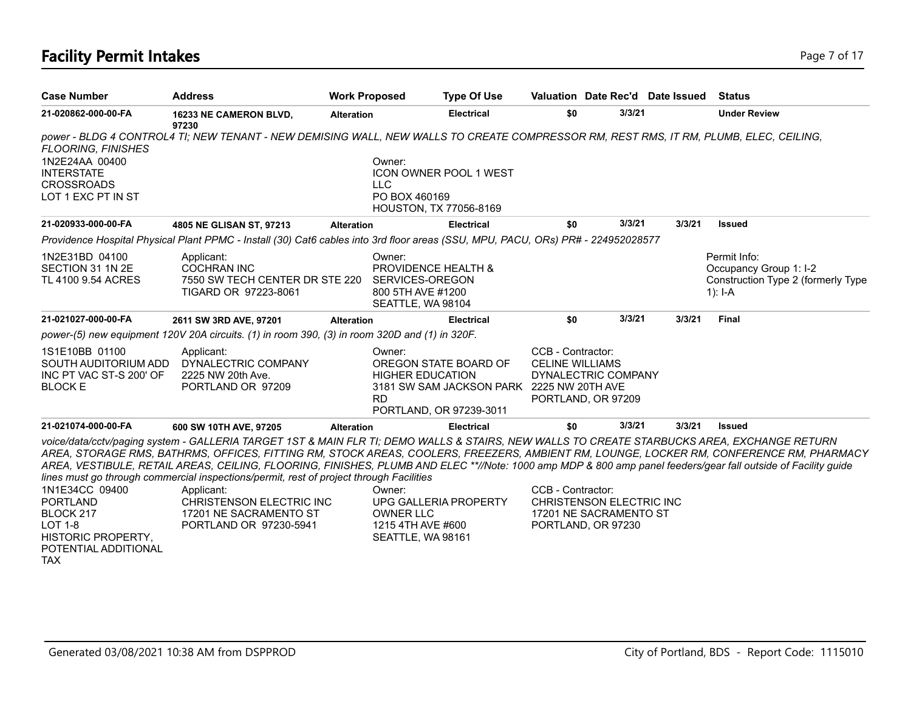## Facility Permit Intakes

| Case Number | Address | Work Proposed | Type Of Use | Valuation | Date Rec'd | Date Issued | Status |
|---|---|---|---|---|---|---|---|
| 21-020862-000-00-FA | 16233 NE CAMERON BLVD, 97230 | Alteration | Electrical | $0 | 3/3/21 | | Under Review |

*power - BLDG 4 CONTROL4 TI; NEW TENANT - NEW DEMISING WALL, NEW WALLS TO CREATE COMPRESSOR RM, REST RMS, IT RM, PLUMB, ELEC, CEILING, FLOORING, FINISHES*

1N2E24AA 00400
INTERSTATE
CROSSROADS
LOT 1 EXC PT IN ST

Owner:
ICON OWNER POOL 1 WEST LLC
PO BOX 460169
HOUSTON, TX 77056-8169

| Case Number | Address | Work Proposed | Type Of Use | Valuation | Date Rec'd | Date Issued | Status |
|---|---|---|---|---|---|---|---|
| 21-020933-000-00-FA | 4805 NE GLISAN ST, 97213 | Alteration | Electrical | $0 | 3/3/21 | 3/3/21 | Issued |

*Providence Hospital Physical Plant PPMC - Install (30) Cat6 cables into 3rd floor areas (SSU, MPU, PACU, ORs) PR# - 224952028577*

1N2E31BD 04100
SECTION 31 1N 2E
TL 4100 9.54 ACRES

Applicant:
COCHRAN INC
7550 SW TECH CENTER DR STE 220
TIGARD OR 97223-8061

Owner:
PROVIDENCE HEALTH & SERVICES-OREGON
800 5TH AVE #1200
SEATTLE, WA 98104

Permit Info:
Occupancy Group 1: I-2
Construction Type 2 (formerly Type 1): I-A

| Case Number | Address | Work Proposed | Type Of Use | Valuation | Date Rec'd | Date Issued | Status |
|---|---|---|---|---|---|---|---|
| 21-021027-000-00-FA | 2611 SW 3RD AVE, 97201 | Alteration | Electrical | $0 | 3/3/21 | 3/3/21 | Final |

*power-(5) new equipment 120V 20A circuits. (1) in room 390, (3) in room 320D and (1) in 320F.*

1S1E10BB 01100
SOUTH AUDITORIUM ADD
INC PT VAC ST-S 200' OF
BLOCK E

Applicant:
DYNALECTRIC COMPANY
2225 NW 20th Ave.
PORTLAND OR 97209

Owner:
OREGON STATE BOARD OF HIGHER EDUCATION
3181 SW SAM JACKSON PARK RD
PORTLAND, OR 97239-3011

CCB - Contractor:
CELINE WILLIAMS
DYNALECTRIC COMPANY
2225 NW 20TH AVE
PORTLAND, OR 97209

| Case Number | Address | Work Proposed | Type Of Use | Valuation | Date Rec'd | Date Issued | Status |
|---|---|---|---|---|---|---|---|
| 21-021074-000-00-FA | 600 SW 10TH AVE, 97205 | Alteration | Electrical | $0 | 3/3/21 | 3/3/21 | Issued |

*voice/data/cctv/paging system - GALLERIA TARGET 1ST & MAIN FLR TI; DEMO WALLS & STAIRS, NEW WALLS TO CREATE STARBUCKS AREA, EXCHANGE RETURN AREA, STORAGE RMS, BATHRMS, OFFICES, FITTING RM, STOCK AREAS, COOLERS, FREEZERS, AMBIENT RM, LOUNGE, LOCKER RM, CONFERENCE RM, PHARMACY AREA, VESTIBULE, RETAIL AREAS, CEILING, FLOORING, FINISHES, PLUMB AND ELEC **//Note: 1000 amp MDP & 800 amp panel feeders/gear fall outside of Facility guide lines must go through commercial inspections/permit, rest of project through Facilities*

1N1E34CC 09400
PORTLAND
BLOCK 217
LOT 1-8
HISTORIC PROPERTY, POTENTIAL ADDITIONAL TAX

Applicant:
CHRISTENSON ELECTRIC INC
17201 NE SACRAMENTO ST
PORTLAND OR 97230-5941

Owner:
UPG GALLERIA PROPERTY OWNER LLC
1215 4TH AVE #600
SEATTLE, WA 98161

CCB - Contractor:
CHRISTENSON ELECTRIC INC
17201 NE SACRAMENTO ST
PORTLAND, OR 97230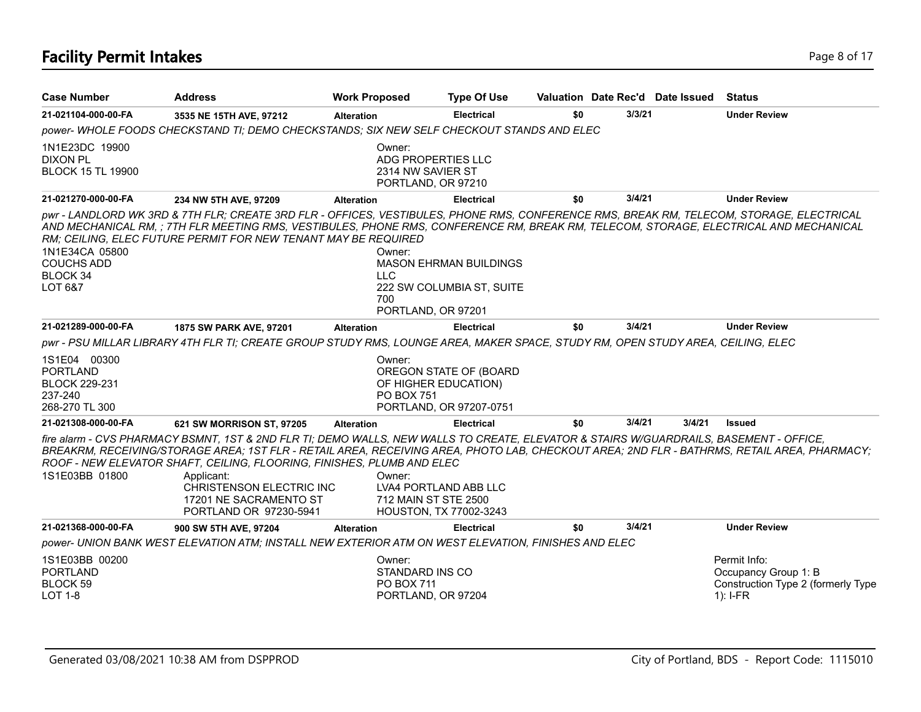# Facility Permit Intakes

| Case Number | Address | Work Proposed | Type Of Use | Valuation | Date Rec'd | Date Issued | Status |
|---|---|---|---|---|---|---|---|
| 21-021104-000-00-FA | 3535 NE 15TH AVE, 97212 | Alteration | Electrical | $0 | 3/3/21 | | Under Review |

*power- WHOLE FOODS CHECKSTAND TI; DEMO CHECKSTANDS; SIX NEW SELF CHECKOUT STANDS AND ELEC*

1N1E23DC 19900
DIXON PL
BLOCK 15 TL 19900

Owner:
ADG PROPERTIES LLC
2314 NW SAVIER ST
PORTLAND, OR 97210

| Case Number | Address | Work Proposed | Type Of Use | Valuation | Date Rec'd | Date Issued | Status |
|---|---|---|---|---|---|---|---|
| 21-021270-000-00-FA | 234 NW 5TH AVE, 97209 | Alteration | Electrical | $0 | 3/4/21 | | Under Review |

*pwr - LANDLORD WK 3RD & 7TH FLR; CREATE 3RD FLR - OFFICES, VESTIBULES, PHONE RMS, CONFERENCE RMS, BREAK RM, TELECOM, STORAGE, ELECTRICAL AND MECHANICAL RM, ; 7TH FLR MEETING RMS, VESTIBULES, PHONE RMS, CONFERENCE RM, BREAK RM, TELECOM, STORAGE, ELECTRICAL AND MECHANICAL RM; CEILING, ELEC FUTURE PERMIT FOR NEW TENANT MAY BE REQUIRED*

1N1E34CA 05800
COUCHS ADD
BLOCK 34
LOT 6&7

Owner:
MASON EHRMAN BUILDINGS LLC
222 SW COLUMBIA ST, SUITE 700
PORTLAND, OR 97201

| Case Number | Address | Work Proposed | Type Of Use | Valuation | Date Rec'd | Date Issued | Status |
|---|---|---|---|---|---|---|---|
| 21-021289-000-00-FA | 1875 SW PARK AVE, 97201 | Alteration | Electrical | $0 | 3/4/21 | | Under Review |

*pwr - PSU MILLAR LIBRARY 4TH FLR TI; CREATE GROUP STUDY RMS, LOUNGE AREA, MAKER SPACE, STUDY RM, OPEN STUDY AREA, CEILING, ELEC*

1S1E04 00300
PORTLAND
BLOCK 229-231
237-240
268-270 TL 300

Owner:
OREGON STATE OF (BOARD OF HIGHER EDUCATION)
PO BOX 751
PORTLAND, OR 97207-0751

| Case Number | Address | Work Proposed | Type Of Use | Valuation | Date Rec'd | Date Issued | Status |
|---|---|---|---|---|---|---|---|
| 21-021308-000-00-FA | 621 SW MORRISON ST, 97205 | Alteration | Electrical | $0 | 3/4/21 | 3/4/21 | Issued |

*fire alarm - CVS PHARMACY BSMNT, 1ST & 2ND FLR TI; DEMO WALLS, NEW WALLS TO CREATE, ELEVATOR & STAIRS W/GUARDRAILS, BASEMENT - OFFICE, BREAKRM, RECEIVING/STORAGE AREA; 1ST FLR - RETAIL AREA, RECEIVING AREA, PHOTO LAB, CHECKOUT AREA; 2ND FLR - BATHRMS, RETAIL AREA, PHARMACY; ROOF - NEW ELEVATOR SHAFT, CEILING, FLOORING, FINISHES, PLUMB AND ELEC*

1S1E03BB 01800

Applicant:
CHRISTENSON ELECTRIC INC
17201 NE SACRAMENTO ST
PORTLAND OR 97230-5941

Owner:
LVA4 PORTLAND ABB LLC
712 MAIN ST STE 2500
HOUSTON, TX 77002-3243

| Case Number | Address | Work Proposed | Type Of Use | Valuation | Date Rec'd | Date Issued | Status |
|---|---|---|---|---|---|---|---|
| 21-021368-000-00-FA | 900 SW 5TH AVE, 97204 | Alteration | Electrical | $0 | 3/4/21 | | Under Review |

*power- UNION BANK WEST ELEVATION ATM; INSTALL NEW EXTERIOR ATM ON WEST ELEVATION, FINISHES AND ELEC*

1S1E03BB 00200
PORTLAND
BLOCK 59
LOT 1-8

Owner:
STANDARD INS CO
PO BOX 711
PORTLAND, OR 97204

Permit Info:
Occupancy Group 1: B
Construction Type 2 (formerly Type 1): I-FR

Generated 03/08/2021 10:38 AM from DSPPROD

City of Portland, BDS - Report Code: 1115010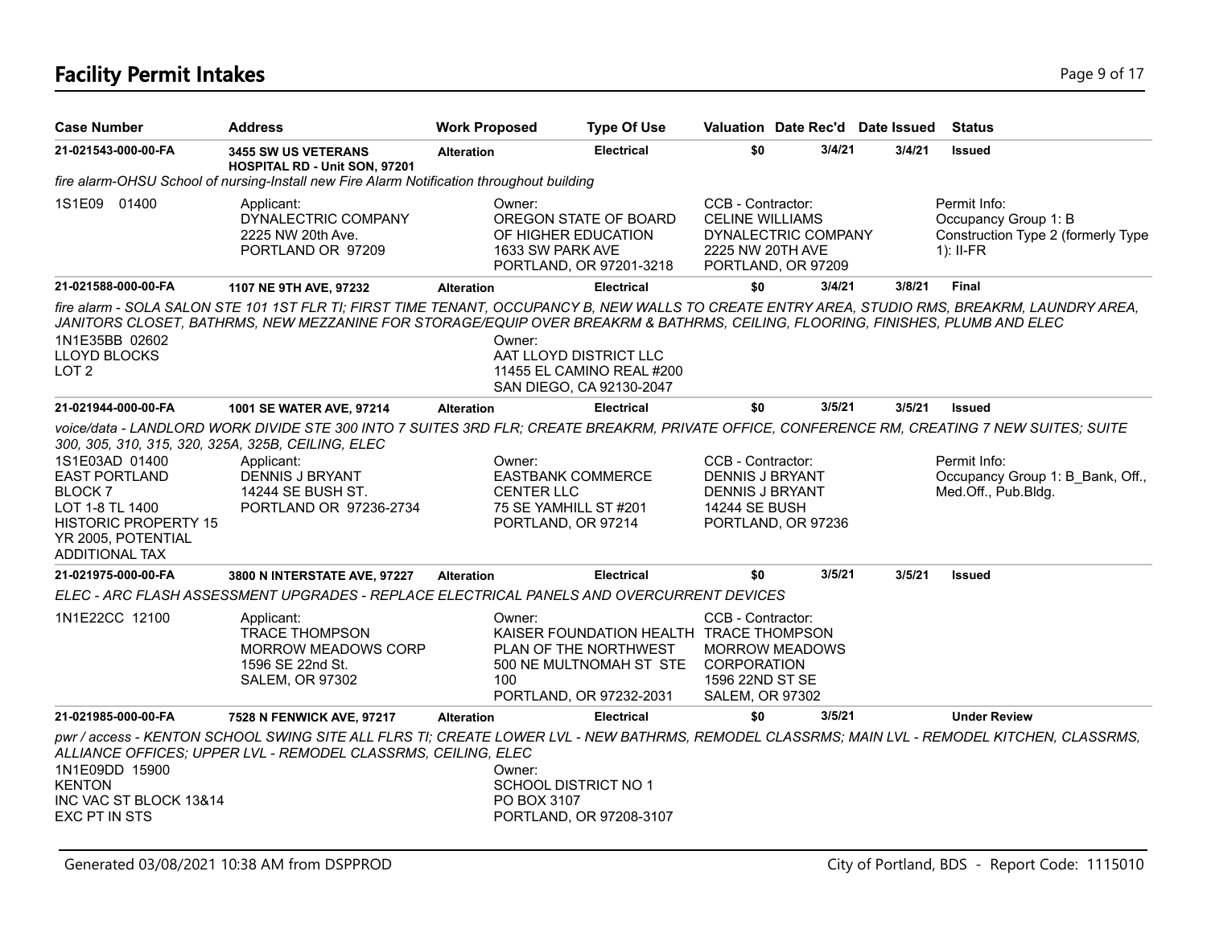# Facility Permit Intakes

| Case Number | Address | Work Proposed | Type Of Use | Valuation | Date Rec'd | Date Issued | Status |
|---|---|---|---|---|---|---|---|
| 21-021543-000-00-FA | 3455 SW US VETERANS HOSPITAL RD - Unit SON, 97201 | Alteration | Electrical | $0 | 3/4/21 | 3/4/21 | Issued |

*fire alarm-OHSU School of nursing-Install new Fire Alarm Notification throughout building*

1S1E09 01400

Applicant: DYNALECTRIC COMPANY, 2225 NW 20th Ave., PORTLAND OR 97209

Owner: OREGON STATE OF BOARD OF HIGHER EDUCATION, 1633 SW PARK AVE, PORTLAND, OR 97201-3218

CCB - Contractor: CELINE WILLIAMS, DYNALECTRIC COMPANY, 2225 NW 20TH AVE, PORTLAND, OR 97209

Permit Info: Occupancy Group 1: B; Construction Type 2 (formerly Type 1): II-FR

| Case Number | Address | Work Proposed | Type Of Use | Valuation | Date Rec'd | Date Issued | Status |
|---|---|---|---|---|---|---|---|
| 21-021588-000-00-FA | 1107 NE 9TH AVE, 97232 | Alteration | Electrical | $0 | 3/4/21 | 3/8/21 | Final |

*fire alarm - SOLA SALON STE 101 1ST FLR TI; FIRST TIME TENANT, OCCUPANCY B, NEW WALLS TO CREATE ENTRY AREA, STUDIO RMS, BREAKRM, LAUNDRY AREA, JANITORS CLOSET, BATHRMS, NEW MEZZANINE FOR STORAGE/EQUIP OVER BREAKRM & BATHRMS, CEILING, FLOORING, FINISHES, PLUMB AND ELEC*

1N1E35BB 02602, LLOYD BLOCKS, LOT 2

Owner: AAT LLOYD DISTRICT LLC, 11455 EL CAMINO REAL #200, SAN DIEGO, CA 92130-2047

| Case Number | Address | Work Proposed | Type Of Use | Valuation | Date Rec'd | Date Issued | Status |
|---|---|---|---|---|---|---|---|
| 21-021944-000-00-FA | 1001 SE WATER AVE, 97214 | Alteration | Electrical | $0 | 3/5/21 | 3/5/21 | Issued |

*voice/data - LANDLORD WORK DIVIDE STE 300 INTO 7 SUITES 3RD FLR; CREATE BREAKRM, PRIVATE OFFICE, CONFERENCE RM, CREATING 7 NEW SUITES; SUITE 300, 305, 310, 315, 320, 325A, 325B, CEILING, ELEC*

1S1E03AD 01400, EAST PORTLAND, BLOCK 7, LOT 1-8 TL 1400, HISTORIC PROPERTY 15 YR 2005, POTENTIAL ADDITIONAL TAX

Applicant: DENNIS J BRYANT, 14244 SE BUSH ST., PORTLAND OR 97236-2734

Owner: EASTBANK COMMERCE CENTER LLC, 75 SE YAMHILL ST #201, PORTLAND, OR 97214

CCB - Contractor: DENNIS J BRYANT, DENNIS J BRYANT, 14244 SE BUSH, PORTLAND, OR 97236

Permit Info: Occupancy Group 1: B_Bank, Off., Med.Off., Pub.Bldg.

| Case Number | Address | Work Proposed | Type Of Use | Valuation | Date Rec'd | Date Issued | Status |
|---|---|---|---|---|---|---|---|
| 21-021975-000-00-FA | 3800 N INTERSTATE AVE, 97227 | Alteration | Electrical | $0 | 3/5/21 | 3/5/21 | Issued |

*ELEC - ARC FLASH ASSESSMENT UPGRADES - REPLACE ELECTRICAL PANELS AND OVERCURRENT DEVICES*

1N1E22CC 12100

Applicant: TRACE THOMPSON, MORROW MEADOWS CORP, 1596 SE 22nd St., SALEM, OR 97302

Owner: KAISER FOUNDATION HEALTH PLAN OF THE NORTHWEST, 500 NE MULTNOMAH ST STE 100, PORTLAND, OR 97232-2031

CCB - Contractor: TRACE THOMPSON, MORROW MEADOWS CORPORATION, 1596 22ND ST SE, SALEM, OR 97302

| Case Number | Address | Work Proposed | Type Of Use | Valuation | Date Rec'd | Date Issued | Status |
|---|---|---|---|---|---|---|---|
| 21-021985-000-00-FA | 7528 N FENWICK AVE, 97217 | Alteration | Electrical | $0 | 3/5/21 | | Under Review |

*pwr / access - KENTON SCHOOL SWING SITE ALL FLRS TI; CREATE LOWER LVL - NEW BATHRMS, REMODEL CLASSRMS; MAIN LVL - REMODEL KITCHEN, CLASSRMS, ALLIANCE OFFICES; UPPER LVL - REMODEL CLASSRMS, CEILING, ELEC*

1N1E09DD 15900, KENTON, INC VAC ST BLOCK 13&14, EXC PT IN STS

Owner: SCHOOL DISTRICT NO 1, PO BOX 3107, PORTLAND, OR 97208-3107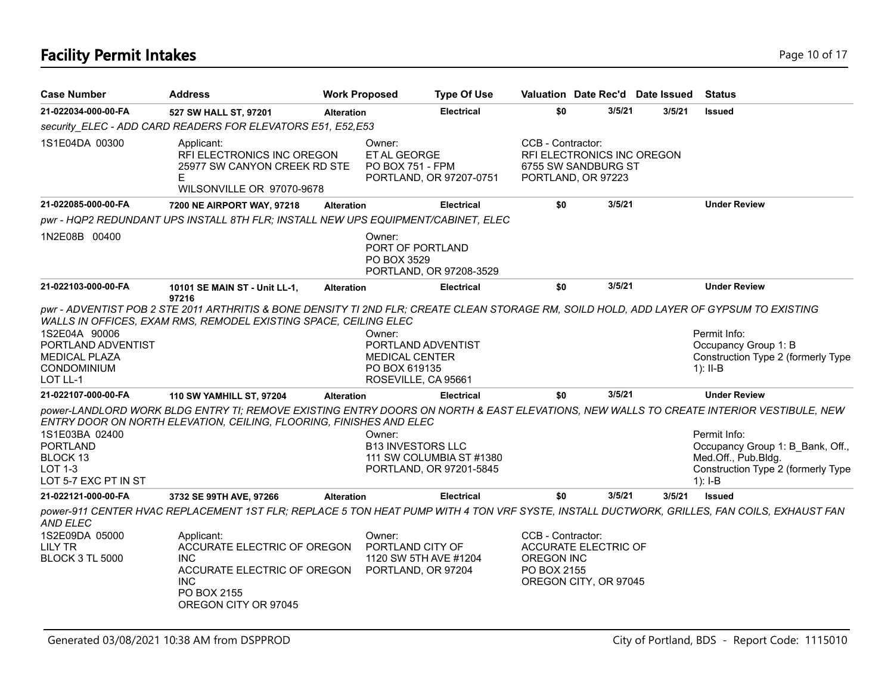# Facility Permit Intakes

| Case Number | Address | Work Proposed | Type Of Use | Valuation | Date Rec'd | Date Issued | Status |
|---|---|---|---|---|---|---|---|
| 21-022034-000-00-FA | 527 SW HALL ST, 97201 | Alteration | Electrical | $0 | 3/5/21 | 3/5/21 | Issued |

security_ELEC - ADD CARD READERS FOR ELEVATORS E51, E52,E53

1S1E04DA 00300

Applicant:
RFI ELECTRONICS INC OREGON
25977 SW CANYON CREEK RD STE E
WILSONVILLE OR 97070-9678

Owner:
ET AL GEORGE
PO BOX 751 - FPM
PORTLAND, OR 97207-0751

CCB - Contractor:
RFI ELECTRONICS INC OREGON
6755 SW SANDBURG ST
PORTLAND, OR 97223

| Case Number | Address | Work Proposed | Type Of Use | Valuation | Date Rec'd | Date Issued | Status |
|---|---|---|---|---|---|---|---|
| 21-022085-000-00-FA | 7200 NE AIRPORT WAY, 97218 | Alteration | Electrical | $0 | 3/5/21 | | Under Review |

pwr - HQP2 REDUNDANT UPS INSTALL 8TH FLR; INSTALL NEW UPS EQUIPMENT/CABINET, ELEC

1N2E08B 00400

Owner:
PORT OF PORTLAND
PO BOX 3529
PORTLAND, OR 97208-3529

| Case Number | Address | Work Proposed | Type Of Use | Valuation | Date Rec'd | Date Issued | Status |
|---|---|---|---|---|---|---|---|
| 21-022103-000-00-FA | 10101 SE MAIN ST - Unit LL-1, 97216 | Alteration | Electrical | $0 | 3/5/21 | | Under Review |

pwr - ADVENTIST POB 2 STE 2011 ARTHRITIS & BONE DENSITY TI 2ND FLR; CREATE CLEAN STORAGE RM, SOILD HOLD, ADD LAYER OF GYPSUM TO EXISTING WALLS IN OFFICES, EXAM RMS, REMODEL EXISTING SPACE, CEILING ELEC

1S2E04A 90006
PORTLAND ADVENTIST
MEDICAL PLAZA
CONDOMINIUM
LOT LL-1

Owner:
PORTLAND ADVENTIST
MEDICAL CENTER
PO BOX 619135
ROSEVILLE, CA 95661

Permit Info:
Occupancy Group 1: B
Construction Type 2 (formerly Type 1): II-B

| Case Number | Address | Work Proposed | Type Of Use | Valuation | Date Rec'd | Date Issued | Status |
|---|---|---|---|---|---|---|---|
| 21-022107-000-00-FA | 110 SW YAMHILL ST, 97204 | Alteration | Electrical | $0 | 3/5/21 | | Under Review |

power-LANDLORD WORK BLDG ENTRY TI; REMOVE EXISTING ENTRY DOORS ON NORTH & EAST ELEVATIONS, NEW WALLS TO CREATE INTERIOR VESTIBULE, NEW ENTRY DOOR ON NORTH ELEVATION, CEILING, FLOORING, FINISHES AND ELEC

1S1E03BA 02400
PORTLAND
BLOCK 13
LOT 1-3
LOT 5-7 EXC PT IN ST

Owner:
B13 INVESTORS LLC
111 SW COLUMBIA ST #1380
PORTLAND, OR 97201-5845

Permit Info:
Occupancy Group 1: B_Bank, Off., Med.Off., Pub.Bldg.
Construction Type 2 (formerly Type 1): I-B

| Case Number | Address | Work Proposed | Type Of Use | Valuation | Date Rec'd | Date Issued | Status |
|---|---|---|---|---|---|---|---|
| 21-022121-000-00-FA | 3732 SE 99TH AVE, 97266 | Alteration | Electrical | $0 | 3/5/21 | 3/5/21 | Issued |

power-911 CENTER HVAC REPLACEMENT 1ST FLR; REPLACE 5 TON HEAT PUMP WITH 4 TON VRF SYSTE, INSTALL DUCTWORK, GRILLES, FAN COILS, EXHAUST FAN AND ELEC

1S2E09DA 05000
LILY TR
BLOCK 3 TL 5000

Applicant:
ACCURATE ELECTRIC OF OREGON INC
ACCURATE ELECTRIC OF OREGON INC
PO BOX 2155
OREGON CITY OR 97045

Owner:
PORTLAND CITY OF
1120 SW 5TH AVE #1204
PORTLAND, OR 97204

CCB - Contractor:
ACCURATE ELECTRIC OF OREGON INC
PO BOX 2155
OREGON CITY, OR 97045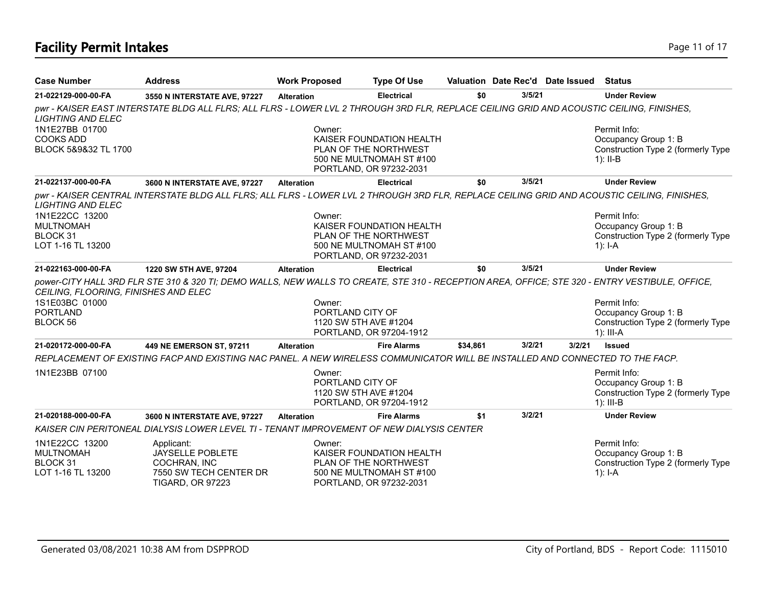## Facility Permit Intakes

| Case Number | Address | Work Proposed | Type Of Use | Valuation | Date Rec'd | Date Issued | Status |
|---|---|---|---|---|---|---|---|
| **21-022129-000-00-FA** | **3550 N INTERSTATE AVE, 97227** | **Alteration** | **Electrical** | **$0** | **3/5/21** | | **Under Review** |

*pwr - KAISER EAST INTERSTATE BLDG ALL FLRS; ALL FLRS - LOWER LVL 2 THROUGH 3RD FLR, REPLACE CEILING GRID AND ACOUSTIC CEILING, FINISHES, LIGHTING AND ELEC*

1N1E27BB 01700
COOKS ADD
BLOCK 5&9&32 TL 1700

Owner:
KAISER FOUNDATION HEALTH
PLAN OF THE NORTHWEST
500 NE MULTNOMAH ST #100
PORTLAND, OR 97232-2031

Permit Info:
Occupancy Group 1: B
Construction Type 2 (formerly Type 1): II-B

| Case Number | Address | Work Proposed | Type Of Use | Valuation | Date Rec'd | Date Issued | Status |
|---|---|---|---|---|---|---|---|
| **21-022137-000-00-FA** | **3600 N INTERSTATE AVE, 97227** | **Alteration** | **Electrical** | **$0** | **3/5/21** | | **Under Review** |

*pwr - KAISER CENTRAL INTERSTATE BLDG ALL FLRS; ALL FLRS - LOWER LVL 2 THROUGH 3RD FLR, REPLACE CEILING GRID AND ACOUSTIC CEILING, FINISHES, LIGHTING AND ELEC*

1N1E22CC 13200
MULTNOMAH
BLOCK 31
LOT 1-16 TL 13200

Owner:
KAISER FOUNDATION HEALTH
PLAN OF THE NORTHWEST
500 NE MULTNOMAH ST #100
PORTLAND, OR 97232-2031

Permit Info:
Occupancy Group 1: B
Construction Type 2 (formerly Type 1): I-A

| Case Number | Address | Work Proposed | Type Of Use | Valuation | Date Rec'd | Date Issued | Status |
|---|---|---|---|---|---|---|---|
| **21-022163-000-00-FA** | **1220 SW 5TH AVE, 97204** | **Alteration** | **Electrical** | **$0** | **3/5/21** | | **Under Review** |

*power-CITY HALL 3RD FLR STE 310 & 320 TI; DEMO WALLS, NEW WALLS TO CREATE, STE 310 - RECEPTION AREA, OFFICE; STE 320 - ENTRY VESTIBULE, OFFICE, CEILING, FLOORING, FINISHES AND ELEC*

1S1E03BC 01000
PORTLAND
BLOCK 56

Owner:
PORTLAND CITY OF
1120 SW 5TH AVE #1204
PORTLAND, OR 97204-1912

Permit Info:
Occupancy Group 1: B
Construction Type 2 (formerly Type 1): III-A

| Case Number | Address | Work Proposed | Type Of Use | Valuation | Date Rec'd | Date Issued | Status |
|---|---|---|---|---|---|---|---|
| **21-020172-000-00-FA** | **449 NE EMERSON ST, 97211** | **Alteration** | **Fire Alarms** | **$34,861** | **3/2/21** | **3/2/21** | **Issued** |

*REPLACEMENT OF EXISTING FACP AND EXISTING NAC PANEL. A NEW WIRELESS COMMUNICATOR WILL BE INSTALLED AND CONNECTED TO THE FACP.*

1N1E23BB 07100

Owner:
PORTLAND CITY OF
1120 SW 5TH AVE #1204
PORTLAND, OR 97204-1912

Permit Info:
Occupancy Group 1: B
Construction Type 2 (formerly Type 1): III-B

| Case Number | Address | Work Proposed | Type Of Use | Valuation | Date Rec'd | Date Issued | Status |
|---|---|---|---|---|---|---|---|
| **21-020188-000-00-FA** | **3600 N INTERSTATE AVE, 97227** | **Alteration** | **Fire Alarms** | **$1** | **3/2/21** | | **Under Review** |

*KAISER CIN PERITONEAL DIALYSIS LOWER LEVEL TI - TENANT IMPROVEMENT OF NEW DIALYSIS CENTER*

1N1E22CC 13200
MULTNOMAH
BLOCK 31
LOT 1-16 TL 13200

Applicant:
JAYSELLE POBLETE
COCHRAN, INC
7550 SW TECH CENTER DR
TIGARD, OR 97223

Owner:
KAISER FOUNDATION HEALTH
PLAN OF THE NORTHWEST
500 NE MULTNOMAH ST #100
PORTLAND, OR 97232-2031

Permit Info:
Occupancy Group 1: B
Construction Type 2 (formerly Type 1): I-A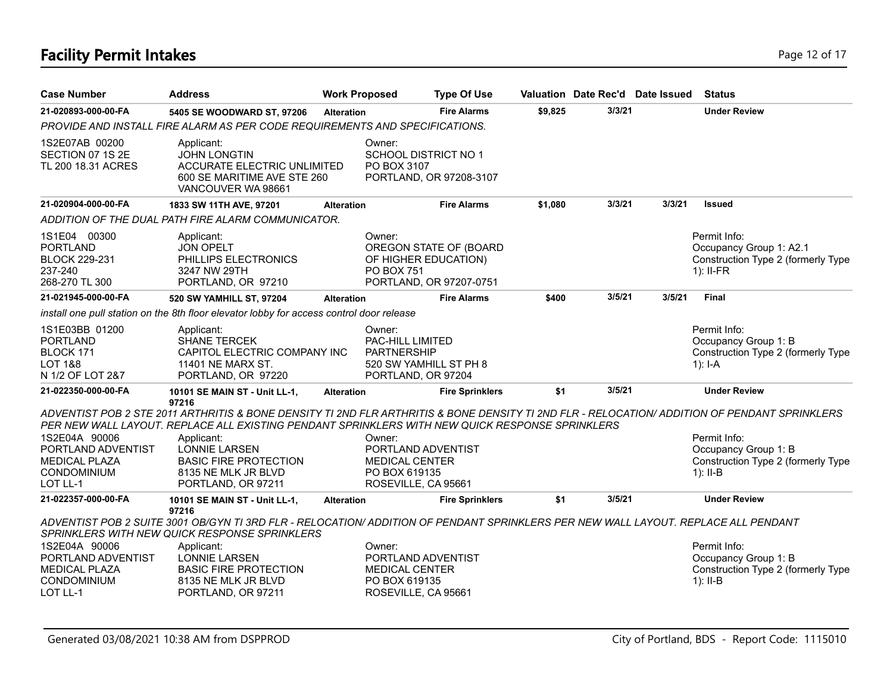# Facility Permit Intakes

| Case Number | Address | Work Proposed | Type Of Use | Valuation | Date Rec'd | Date Issued | Status |
|---|---|---|---|---|---|---|---|
| **21-020893-000-00-FA** | **5405 SE WOODWARD ST, 97206** | **Alteration** | **Fire Alarms** | **$9,825** | **3/3/21** | | **Under Review** |

*PROVIDE AND INSTALL FIRE ALARM AS PER CODE REQUIREMENTS AND SPECIFICATIONS.*

1S2E07AB 00200
SECTION 07 1S 2E
TL 200 18.31 ACRES

Applicant:
JOHN LONGTIN
ACCURATE ELECTRIC UNLIMITED
600 SE MARITIME AVE STE 260
VANCOUVER WA 98661

Owner:
SCHOOL DISTRICT NO 1
PO BOX 3107
PORTLAND, OR 97208-3107

| Case Number | Address | Work Proposed | Type Of Use | Valuation | Date Rec'd | Date Issued | Status |
|---|---|---|---|---|---|---|---|
| **21-020904-000-00-FA** | **1833 SW 11TH AVE, 97201** | **Alteration** | **Fire Alarms** | **$1,080** | **3/3/21** | **3/3/21** | **Issued** |

*ADDITION OF THE DUAL PATH FIRE ALARM COMMUNICATOR.*

1S1E04 00300
PORTLAND
BLOCK 229-231
237-240
268-270 TL 300

Applicant:
JON OPELT
PHILLIPS ELECTRONICS
3247 NW 29TH
PORTLAND, OR 97210

Owner:
OREGON STATE OF (BOARD
OF HIGHER EDUCATION)
PO BOX 751
PORTLAND, OR 97207-0751

Permit Info:
Occupancy Group 1: A2.1
Construction Type 2 (formerly Type 1): II-FR

| Case Number | Address | Work Proposed | Type Of Use | Valuation | Date Rec'd | Date Issued | Status |
|---|---|---|---|---|---|---|---|
| **21-021945-000-00-FA** | **520 SW YAMHILL ST, 97204** | **Alteration** | **Fire Alarms** | **$400** | **3/5/21** | **3/5/21** | **Final** |

*install one pull station on the 8th floor elevator lobby for access control door release*

1S1E03BB 01200
PORTLAND
BLOCK 171
LOT 1&8
N 1/2 OF LOT 2&7

Applicant:
SHANE TERCEK
CAPITOL ELECTRIC COMPANY INC
11401 NE MARX ST.
PORTLAND, OR 97220

Owner:
PAC-HILL LIMITED
PARTNERSHIP
520 SW YAMHILL ST PH 8
PORTLAND, OR 97204

Permit Info:
Occupancy Group 1: B
Construction Type 2 (formerly Type 1): I-A

| Case Number | Address | Work Proposed | Type Of Use | Valuation | Date Rec'd | Date Issued | Status |
|---|---|---|---|---|---|---|---|
| **21-022350-000-00-FA** | **10101 SE MAIN ST - Unit LL-1, 97216** | **Alteration** | **Fire Sprinklers** | **$1** | **3/5/21** | | **Under Review** |

*ADVENTIST POB 2 STE 2011 ARTHRITIS & BONE DENSITY TI 2ND FLR ARTHRITIS & BONE DENSITY TI 2ND FLR - RELOCATION/ ADDITION OF PENDANT SPRINKLERS PER NEW WALL LAYOUT. REPLACE ALL EXISTING PENDANT SPRINKLERS WITH NEW QUICK RESPONSE SPRINKLERS*

1S2E04A 90006
PORTLAND ADVENTIST
MEDICAL PLAZA
CONDOMINIUM
LOT LL-1

Applicant:
LONNIE LARSEN
BASIC FIRE PROTECTION
8135 NE MLK JR BLVD
PORTLAND, OR 97211

Owner:
PORTLAND ADVENTIST
MEDICAL CENTER
PO BOX 619135
ROSEVILLE, CA 95661

Permit Info:
Occupancy Group 1: B
Construction Type 2 (formerly Type 1): II-B

| Case Number | Address | Work Proposed | Type Of Use | Valuation | Date Rec'd | Date Issued | Status |
|---|---|---|---|---|---|---|---|
| **21-022357-000-00-FA** | **10101 SE MAIN ST - Unit LL-1, 97216** | **Alteration** | **Fire Sprinklers** | **$1** | **3/5/21** | | **Under Review** |

*ADVENTIST POB 2 SUITE 3001 OB/GYN TI 3RD FLR - RELOCATION/ ADDITION OF PENDANT SPRINKLERS PER NEW WALL LAYOUT. REPLACE ALL PENDANT SPRINKLERS WITH NEW QUICK RESPONSE SPRINKLERS*

1S2E04A 90006
PORTLAND ADVENTIST
MEDICAL PLAZA
CONDOMINIUM
LOT LL-1

Applicant:
LONNIE LARSEN
BASIC FIRE PROTECTION
8135 NE MLK JR BLVD
PORTLAND, OR 97211

Owner:
PORTLAND ADVENTIST
MEDICAL CENTER
PO BOX 619135
ROSEVILLE, CA 95661

Permit Info:
Occupancy Group 1: B
Construction Type 2 (formerly Type 1): II-B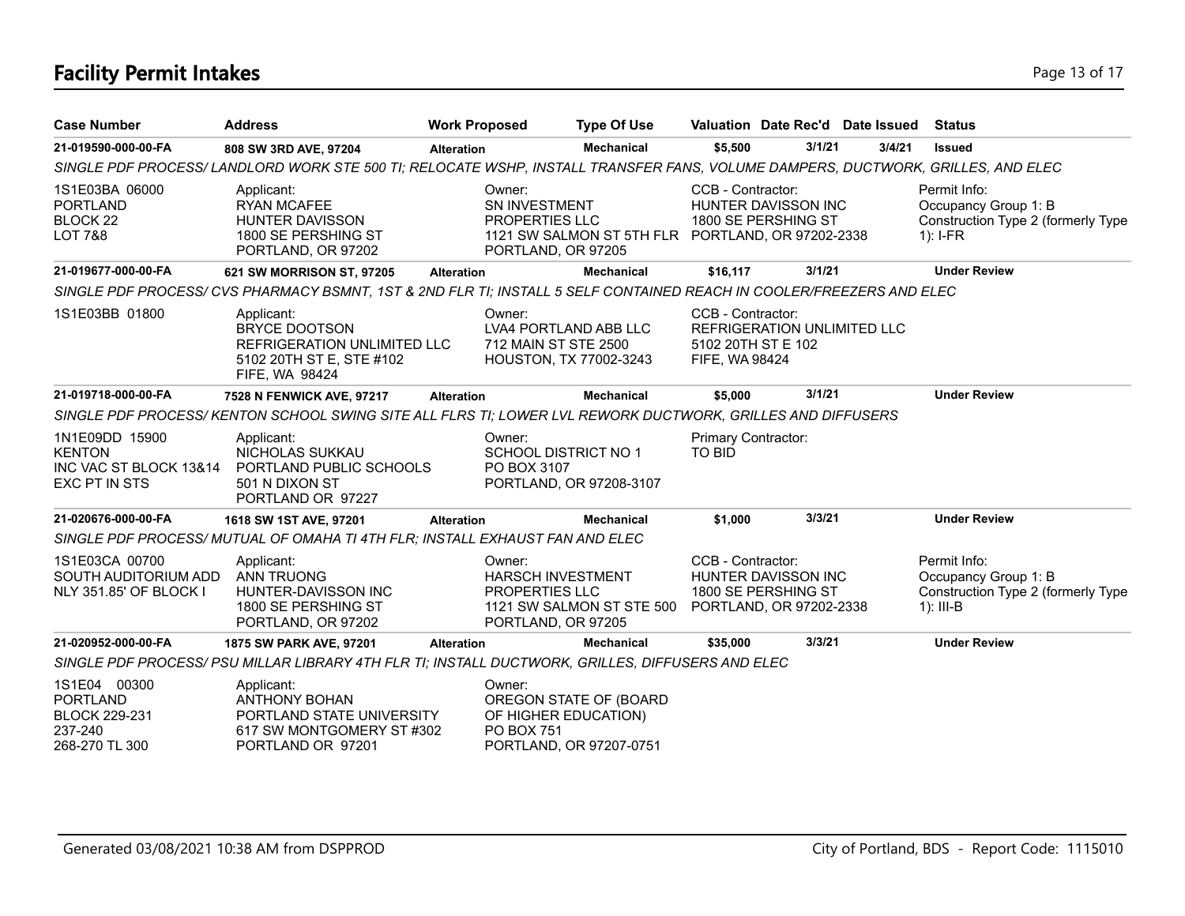## Facility Permit Intakes

| Case Number | Address | Work Proposed | Type Of Use | Valuation | Date Rec'd | Date Issued | Status |
|---|---|---|---|---|---|---|---|
| **21-019590-000-00-FA** | **808 SW 3RD AVE, 97204** | **Alteration** | **Mechanical** | **$5,500** | **3/1/21** | **3/4/21** | **Issued** |

*SINGLE PDF PROCESS/ LANDLORD WORK STE 500 TI; RELOCATE WSHP, INSTALL TRANSFER FANS, VOLUME DAMPERS, DUCTWORK, GRILLES, AND ELEC*

1S1E03BA 06000
PORTLAND
BLOCK 22
LOT 7&8

Applicant:
RYAN MCAFEE
HUNTER DAVISSON
1800 SE PERSHING ST
PORTLAND, OR 97202

Owner:
SN INVESTMENT PROPERTIES LLC
1121 SW SALMON ST 5TH FLR
PORTLAND, OR 97205

CCB - Contractor:
HUNTER DAVISSON INC
1800 SE PERSHING ST
PORTLAND, OR 97202-2338

Permit Info:
Occupancy Group 1: B
Construction Type 2 (formerly Type 1): I-FR

| Case Number | Address | Work Proposed | Type Of Use | Valuation | Date Rec'd | Date Issued | Status |
|---|---|---|---|---|---|---|---|
| **21-019677-000-00-FA** | **621 SW MORRISON ST, 97205** | **Alteration** | **Mechanical** | **$16,117** | **3/1/21** | | **Under Review** |

*SINGLE PDF PROCESS/ CVS PHARMACY BSMNT, 1ST & 2ND FLR TI; INSTALL 5 SELF CONTAINED REACH IN COOLER/FREEZERS AND ELEC*

1S1E03BB 01800

Applicant:
BRYCE DOOTSON
REFRIGERATION UNLIMITED LLC
5102 20TH ST E, STE #102
FIFE, WA 98424

Owner:
LVA4 PORTLAND ABB LLC
712 MAIN ST STE 2500
HOUSTON, TX 77002-3243

CCB - Contractor:
REFRIGERATION UNLIMITED LLC
5102 20TH ST E 102
FIFE, WA 98424

| Case Number | Address | Work Proposed | Type Of Use | Valuation | Date Rec'd | Date Issued | Status |
|---|---|---|---|---|---|---|---|
| **21-019718-000-00-FA** | **7528 N FENWICK AVE, 97217** | **Alteration** | **Mechanical** | **$5,000** | **3/1/21** | | **Under Review** |

*SINGLE PDF PROCESS/ KENTON SCHOOL SWING SITE ALL FLRS TI; LOWER LVL REWORK DUCTWORK, GRILLES AND DIFFUSERS*

1N1E09DD 15900
KENTON
INC VAC ST BLOCK 13&14
EXC PT IN STS

Applicant:
NICHOLAS SUKKAU
PORTLAND PUBLIC SCHOOLS
501 N DIXON ST
PORTLAND OR 97227

Owner:
SCHOOL DISTRICT NO 1
PO BOX 3107
PORTLAND, OR 97208-3107

Primary Contractor:
TO BID

| Case Number | Address | Work Proposed | Type Of Use | Valuation | Date Rec'd | Date Issued | Status |
|---|---|---|---|---|---|---|---|
| **21-020676-000-00-FA** | **1618 SW 1ST AVE, 97201** | **Alteration** | **Mechanical** | **$1,000** | **3/3/21** | | **Under Review** |

*SINGLE PDF PROCESS/ MUTUAL OF OMAHA TI 4TH FLR; INSTALL EXHAUST FAN AND ELEC*

1S1E03CA 00700
SOUTH AUDITORIUM ADD
NLY 351.85' OF BLOCK I

Applicant:
ANN TRUONG
HUNTER-DAVISSON INC
1800 SE PERSHING ST
PORTLAND, OR 97202

Owner:
HARSCH INVESTMENT PROPERTIES LLC
1121 SW SALMON ST STE 500
PORTLAND, OR 97205

CCB - Contractor:
HUNTER DAVISSON INC
1800 SE PERSHING ST
PORTLAND, OR 97202-2338

Permit Info:
Occupancy Group 1: B
Construction Type 2 (formerly Type 1): III-B

| Case Number | Address | Work Proposed | Type Of Use | Valuation | Date Rec'd | Date Issued | Status |
|---|---|---|---|---|---|---|---|
| **21-020952-000-00-FA** | **1875 SW PARK AVE, 97201** | **Alteration** | **Mechanical** | **$35,000** | **3/3/21** | | **Under Review** |

*SINGLE PDF PROCESS/ PSU MILLAR LIBRARY 4TH FLR TI; INSTALL DUCTWORK, GRILLES, DIFFUSERS AND ELEC*

1S1E04 00300
PORTLAND
BLOCK 229-231
237-240
268-270 TL 300

Applicant:
ANTHONY BOHAN
PORTLAND STATE UNIVERSITY
617 SW MONTGOMERY ST #302
PORTLAND OR 97201

Owner:
OREGON STATE OF (BOARD OF HIGHER EDUCATION)
PO BOX 751
PORTLAND, OR 97207-0751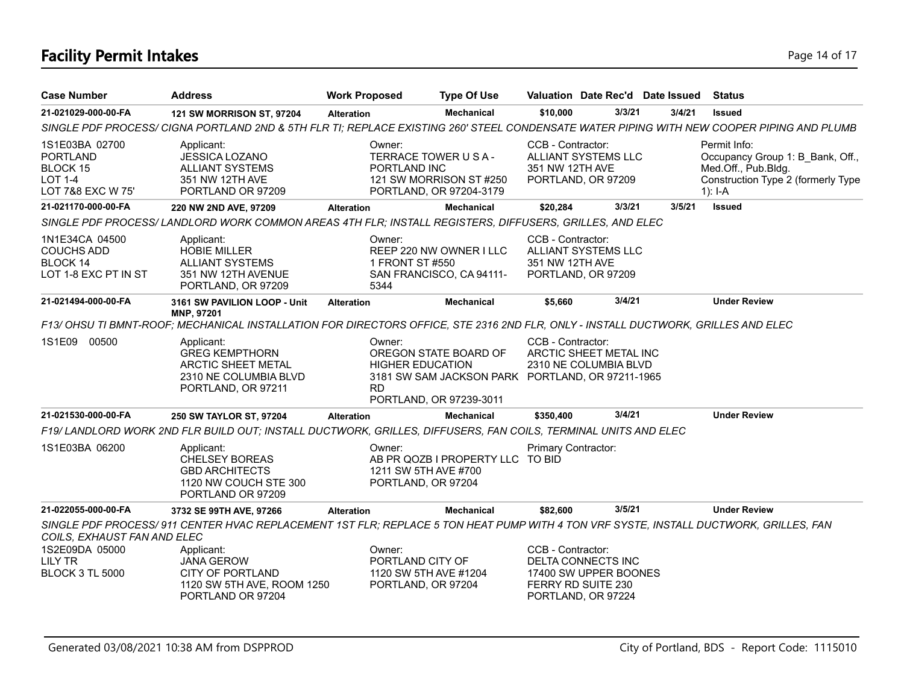# Facility Permit Intakes

| Case Number | Address | Work Proposed | Type Of Use | Valuation | Date Rec'd | Date Issued | Status |
|---|---|---|---|---|---|---|---|
| 21-021029-000-00-FA | 121 SW MORRISON ST, 97204 | Alteration | Mechanical | $10,000 | 3/3/21 | 3/4/21 | Issued |

*SINGLE PDF PROCESS/ CIGNA PORTLAND 2ND & 5TH FLR TI; REPLACE EXISTING 260' STEEL CONDENSATE WATER PIPING WITH NEW COOPER PIPING AND PLUMB*

1S1E03BA 02700
PORTLAND
BLOCK 15
LOT 1-4
LOT 7&8 EXC W 75'

Applicant:
JESSICA LOZANO
ALLIANT SYSTEMS
351 NW 12TH AVE
PORTLAND OR 97209

Owner:
TERRACE TOWER U S A -
PORTLAND INC
121 SW MORRISON ST #250
PORTLAND, OR 97204-3179

CCB - Contractor:
ALLIANT SYSTEMS LLC
351 NW 12TH AVE
PORTLAND, OR 97209

Permit Info:
Occupancy Group 1: B_Bank, Off., Med.Off., Pub.Bldg.
Construction Type 2 (formerly Type 1): I-A

| Case Number | Address | Work Proposed | Type Of Use | Valuation | Date Rec'd | Date Issued | Status |
|---|---|---|---|---|---|---|---|
| 21-021170-000-00-FA | 220 NW 2ND AVE, 97209 | Alteration | Mechanical | $20,284 | 3/3/21 | 3/5/21 | Issued |

*SINGLE PDF PROCESS/ LANDLORD WORK COMMON AREAS 4TH FLR; INSTALL REGISTERS, DIFFUSERS, GRILLES, AND ELEC*

1N1E34CA 04500
COUCHS ADD
BLOCK 14
LOT 1-8 EXC PT IN ST

Applicant:
HOBIE MILLER
ALLIANT SYSTEMS
351 NW 12TH AVENUE
PORTLAND, OR 97209

Owner:
REEP 220 NW OWNER I LLC
1 FRONT ST #550
SAN FRANCISCO, CA 94111-5344

CCB - Contractor:
ALLIANT SYSTEMS LLC
351 NW 12TH AVE
PORTLAND, OR 97209

| Case Number | Address | Work Proposed | Type Of Use | Valuation | Date Rec'd | Date Issued | Status |
|---|---|---|---|---|---|---|---|
| 21-021494-000-00-FA | 3161 SW PAVILION LOOP - Unit MNP, 97201 | Alteration | Mechanical | $5,660 | 3/4/21 | | Under Review |

*F13/ OHSU TI BMNT-ROOF; MECHANICAL INSTALLATION FOR DIRECTORS OFFICE, STE 2316 2ND FLR, ONLY - INSTALL DUCTWORK, GRILLES AND ELEC*

1S1E09 00500

Applicant:
GREG KEMPTHORN
ARCTIC SHEET METAL
2310 NE COLUMBIA BLVD
PORTLAND, OR 97211

Owner:
OREGON STATE BOARD OF HIGHER EDUCATION
3181 SW SAM JACKSON PARK RD
PORTLAND, OR 97239-3011

CCB - Contractor:
ARCTIC SHEET METAL INC
2310 NE COLUMBIA BLVD
PORTLAND, OR 97211-1965

| Case Number | Address | Work Proposed | Type Of Use | Valuation | Date Rec'd | Date Issued | Status |
|---|---|---|---|---|---|---|---|
| 21-021530-000-00-FA | 250 SW TAYLOR ST, 97204 | Alteration | Mechanical | $350,400 | 3/4/21 | | Under Review |

*F19/ LANDLORD WORK 2ND FLR BUILD OUT; INSTALL DUCTWORK, GRILLES, DIFFUSERS, FAN COILS, TERMINAL UNITS AND ELEC*

1S1E03BA 06200

Applicant:
CHELSEY BOREAS
GBD ARCHITECTS
1120 NW COUCH STE 300
PORTLAND OR 97209

Owner:
AB PR QOZB I PROPERTY LLC
1211 SW 5TH AVE #700
PORTLAND, OR 97204

Primary Contractor:
TO BID

| Case Number | Address | Work Proposed | Type Of Use | Valuation | Date Rec'd | Date Issued | Status |
|---|---|---|---|---|---|---|---|
| 21-022055-000-00-FA | 3732 SE 99TH AVE, 97266 | Alteration | Mechanical | $82,600 | 3/5/21 | | Under Review |

*SINGLE PDF PROCESS/ 911 CENTER HVAC REPLACEMENT 1ST FLR; REPLACE 5 TON HEAT PUMP WITH 4 TON VRF SYSTE, INSTALL DUCTWORK, GRILLES, FAN COILS, EXHAUST FAN AND ELEC*

1S2E09DA 05000
LILY TR
BLOCK 3 TL 5000

Applicant:
JANA GEROW
CITY OF PORTLAND
1120 SW 5TH AVE, ROOM 1250
PORTLAND OR 97204

Owner:
PORTLAND CITY OF
1120 SW 5TH AVE #1204
PORTLAND, OR 97204

CCB - Contractor:
DELTA CONNECTS INC
17400 SW UPPER BOONES FERRY RD SUITE 230
PORTLAND, OR 97224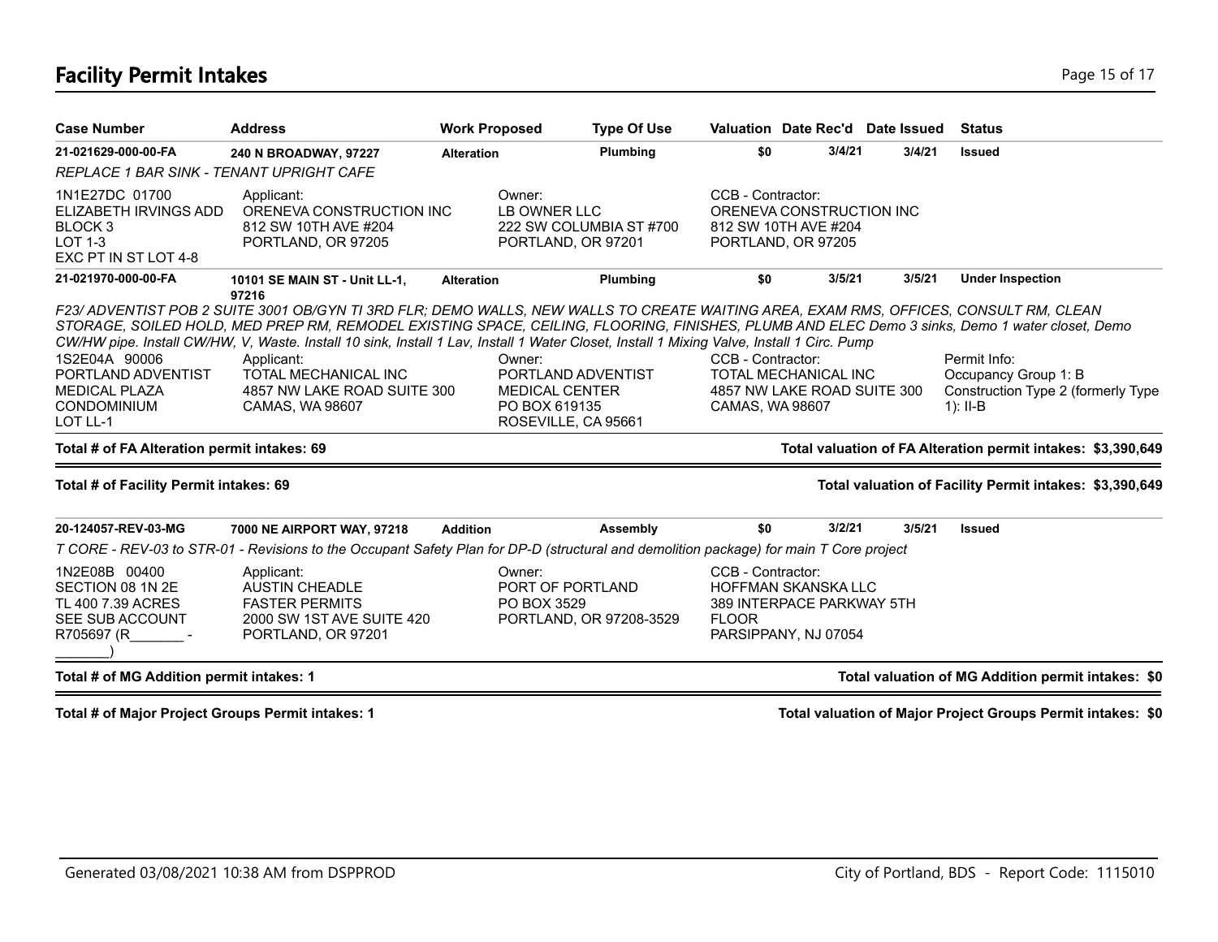## Facility Permit Intakes

| Case Number | Address | Work Proposed | Type Of Use | Valuation | Date Rec'd | Date Issued | Status |
|---|---|---|---|---|---|---|---|
| **21-021629-000-00-FA** | **240 N BROADWAY, 97227** | **Alteration** | **Plumbing** | **$0** | **3/4/21** | **3/4/21** | **Issued** |

*REPLACE 1 BAR SINK - TENANT UPRIGHT CAFE*

1N1E27DC 01700
ELIZABETH IRVINGS ADD
BLOCK 3
LOT 1-3
EXC PT IN ST LOT 4-8

Applicant:
ORENEVA CONSTRUCTION INC
812 SW 10TH AVE #204
PORTLAND, OR 97205

Owner:
LB OWNER LLC
222 SW COLUMBIA ST #700
PORTLAND, OR 97201

CCB - Contractor:
ORENEVA CONSTRUCTION INC
812 SW 10TH AVE #204
PORTLAND, OR 97205

| Case Number | Address | Work Proposed | Type Of Use | Valuation | Date Rec'd | Date Issued | Status |
|---|---|---|---|---|---|---|---|
| **21-021970-000-00-FA** | **10101 SE MAIN ST - Unit LL-1, 97216** | **Alteration** | **Plumbing** | **$0** | **3/5/21** | **3/5/21** | **Under Inspection** |

*F23/ ADVENTIST POB 2 SUITE 3001 OB/GYN TI 3RD FLR; DEMO WALLS, NEW WALLS TO CREATE WAITING AREA, EXAM RMS, OFFICES, CONSULT RM, CLEAN STORAGE, SOILED HOLD, MED PREP RM, REMODEL EXISTING SPACE, CEILING, FLOORING, FINISHES, PLUMB AND ELEC Demo 3 sinks, Demo 1 water closet, Demo CW/HW pipe. Install CW/HW, V, Waste. Install 10 sink, Install 1 Lav, Install 1 Water Closet, Install 1 Mixing Valve, Install 1 Circ. Pump*

1S2E04A 90006
PORTLAND ADVENTIST
MEDICAL PLAZA
CONDOMINIUM
LOT LL-1

Applicant:
TOTAL MECHANICAL INC
4857 NW LAKE ROAD SUITE 300
CAMAS, WA 98607

Owner:
PORTLAND ADVENTIST
MEDICAL CENTER
PO BOX 619135
ROSEVILLE, CA 95661

CCB - Contractor:
TOTAL MECHANICAL INC
4857 NW LAKE ROAD SUITE 300
CAMAS, WA 98607

Permit Info:
Occupancy Group 1: B
Construction Type 2 (formerly Type 1): II-B

**Total # of FA Alteration permit intakes: 69** — **Total valuation of FA Alteration permit intakes: $3,390,649**

**Total # of Facility Permit intakes: 69** — **Total valuation of Facility Permit intakes: $3,390,649**

| Case Number | Address | Work Proposed | Type Of Use | Valuation | Date Rec'd | Date Issued | Status |
|---|---|---|---|---|---|---|---|
| **20-124057-REV-03-MG** | **7000 NE AIRPORT WAY, 97218** | **Addition** | **Assembly** | **$0** | **3/2/21** | **3/5/21** | **Issued** |

*T CORE - REV-03 to STR-01 - Revisions to the Occupant Safety Plan for DP-D (structural and demolition package) for main T Core project*

1N2E08B 00400
SECTION 08 1N 2E
TL 400 7.39 ACRES
SEE SUB ACCOUNT
R705697 (R_______ - _______)

Applicant:
AUSTIN CHEADLE
FASTER PERMITS
2000 SW 1ST AVE SUITE 420
PORTLAND, OR 97201

Owner:
PORT OF PORTLAND
PO BOX 3529
PORTLAND, OR 97208-3529

CCB - Contractor:
HOFFMAN SKANSKA LLC
389 INTERPACE PARKWAY 5TH FLOOR
PARSIPPANY, NJ 07054

**Total # of MG Addition permit intakes: 1** — **Total valuation of MG Addition permit intakes: $0**

**Total # of Major Project Groups Permit intakes: 1** — **Total valuation of Major Project Groups Permit intakes: $0**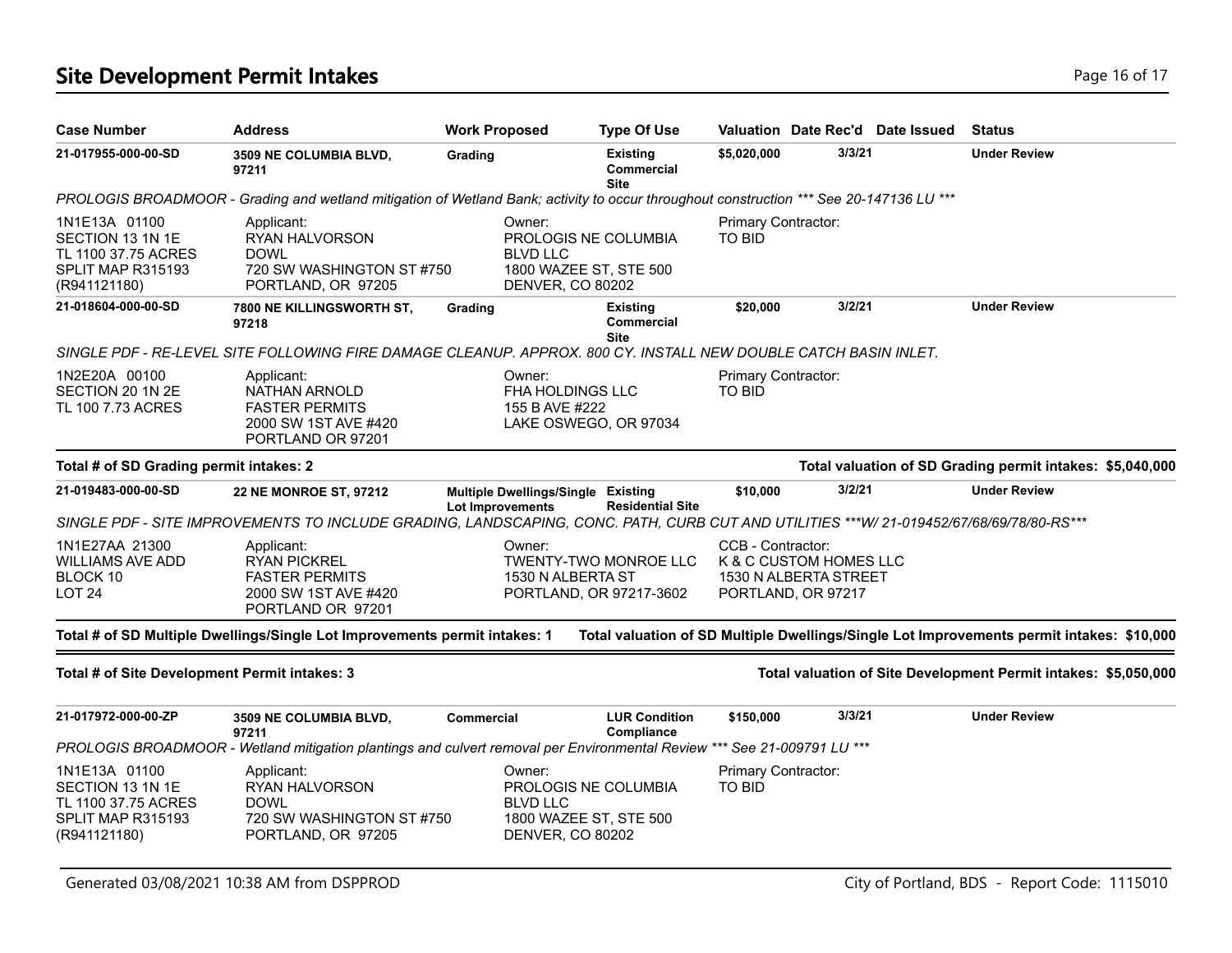# Site Development Permit Intakes

| Case Number | Address | Work Proposed | Type Of Use | Valuation | Date Rec'd | Date Issued | Status |
|---|---|---|---|---|---|---|---|
| **21-017955-000-00-SD** | **3509 NE COLUMBIA BLVD, 97211** | **Grading** | **Existing Commercial Site** | **$5,020,000** | **3/3/21** | | **Under Review** |

*PROLOGIS BROADMOOR - Grading and wetland mitigation of Wetland Bank; activity to occur throughout construction \*\*\* See 20-147136 LU \*\*\**

1N1E13A 01100
SECTION 13 1N 1E
TL 1100 37.75 ACRES
SPLIT MAP R315193
(R941121180)

Applicant:
RYAN HALVORSON
DOWL
720 SW WASHINGTON ST #750
PORTLAND, OR 97205

Owner:
PROLOGIS NE COLUMBIA BLVD LLC
1800 WAZEE ST, STE 500
DENVER, CO 80202

Primary Contractor:
TO BID

| Case Number | Address | Work Proposed | Type Of Use | Valuation | Date Rec'd | Date Issued | Status |
|---|---|---|---|---|---|---|---|
| **21-018604-000-00-SD** | **7800 NE KILLINGSWORTH ST, 97218** | **Grading** | **Existing Commercial Site** | **$20,000** | **3/2/21** | | **Under Review** |

*SINGLE PDF - RE-LEVEL SITE FOLLOWING FIRE DAMAGE CLEANUP. APPROX. 800 CY. INSTALL NEW DOUBLE CATCH BASIN INLET.*

1N2E20A 00100
SECTION 20 1N 2E
TL 100 7.73 ACRES

Applicant:
NATHAN ARNOLD
FASTER PERMITS
2000 SW 1ST AVE #420
PORTLAND OR 97201

Owner:
FHA HOLDINGS LLC
155 B AVE #222
LAKE OSWEGO, OR 97034

Primary Contractor:
TO BID

**Total # of SD Grading permit intakes: 2** — **Total valuation of SD Grading permit intakes: $5,040,000**

| Case Number | Address | Work Proposed | Type Of Use | Valuation | Date Rec'd | Date Issued | Status |
|---|---|---|---|---|---|---|---|
| **21-019483-000-00-SD** | **22 NE MONROE ST, 97212** | **Multiple Dwellings/Single Lot Improvements** | **Existing Residential Site** | **$10,000** | **3/2/21** | | **Under Review** |

*SINGLE PDF - SITE IMPROVEMENTS TO INCLUDE GRADING, LANDSCAPING, CONC. PATH, CURB CUT AND UTILITIES \*\*\*W/ 21-019452/67/68/69/78/80-RS\*\*\**

1N1E27AA 21300
WILLIAMS AVE ADD
BLOCK 10
LOT 24

Applicant:
RYAN PICKREL
FASTER PERMITS
2000 SW 1ST AVE #420
PORTLAND OR 97201

Owner:
TWENTY-TWO MONROE LLC
1530 N ALBERTA ST
PORTLAND, OR 97217-3602

CCB - Contractor:
K & C CUSTOM HOMES LLC
1530 N ALBERTA STREET
PORTLAND, OR 97217

**Total # of SD Multiple Dwellings/Single Lot Improvements permit intakes: 1** — **Total valuation of SD Multiple Dwellings/Single Lot Improvements permit intakes: $10,000**

**Total # of Site Development Permit intakes: 3** — **Total valuation of Site Development Permit intakes: $5,050,000**

| Case Number | Address | Work Proposed | Type Of Use | Valuation | Date Rec'd | Date Issued | Status |
|---|---|---|---|---|---|---|---|
| **21-017972-000-00-ZP** | **3509 NE COLUMBIA BLVD, 97211** | **Commercial** | **LUR Condition Compliance** | **$150,000** | **3/3/21** | | **Under Review** |

*PROLOGIS BROADMOOR - Wetland mitigation plantings and culvert removal per Environmental Review \*\*\* See 21-009791 LU \*\*\**

1N1E13A 01100
SECTION 13 1N 1E
TL 1100 37.75 ACRES
SPLIT MAP R315193
(R941121180)

Applicant:
RYAN HALVORSON
DOWL
720 SW WASHINGTON ST #750
PORTLAND, OR 97205

Owner:
PROLOGIS NE COLUMBIA BLVD LLC
1800 WAZEE ST, STE 500
DENVER, CO 80202

Primary Contractor:
TO BID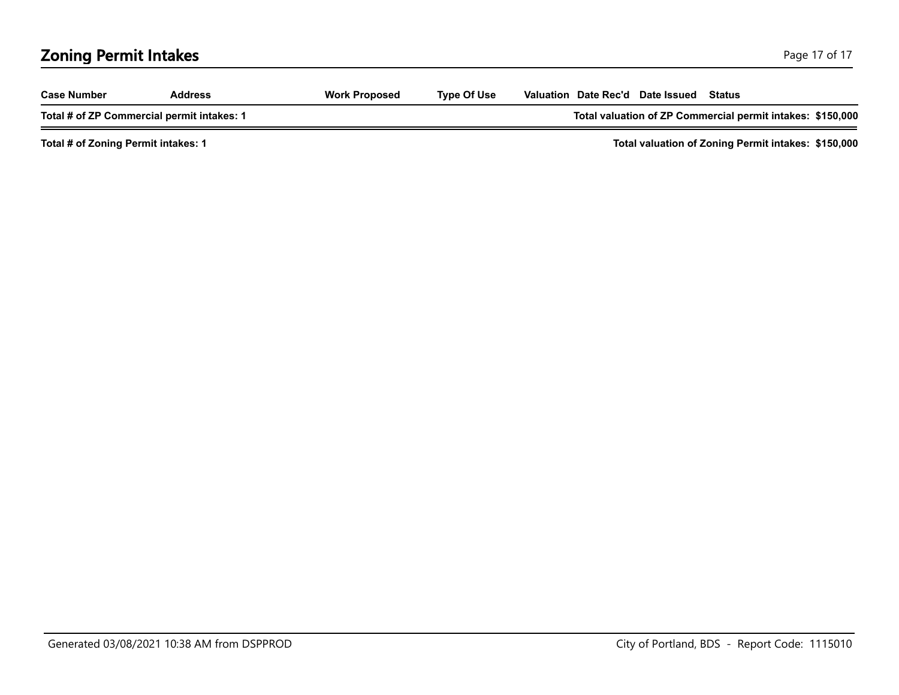# Zoning Permit Intakes

| Case Number | Address | Work Proposed | Type Of Use | Valuation | Date Rec'd | Date Issued | Status |
|---|---|---|---|---|---|---|---|

**Total # of ZP Commercial permit intakes: 1** — **Total valuation of ZP Commercial permit intakes: $150,000**

**Total # of Zoning Permit intakes: 1** — **Total valuation of Zoning Permit intakes: $150,000**

Generated 03/08/2021 10:38 AM from DSPPROD

City of Portland, BDS - Report Code: 1115010